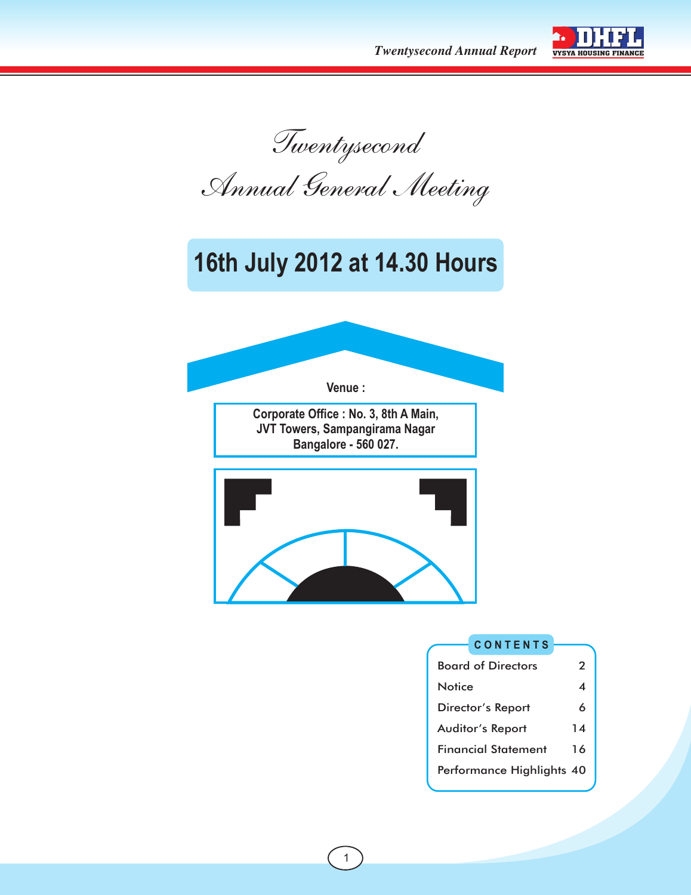# Twentysecond Annual General Meeting

## 16th July 2012 at 14.30 Hours

**Venue :**

**Corporate Office : No. 3, 8th A Main, JVT Towers, Sampangirama Nagar Bangalore - 560 027.**

### CONTENTS

| | |
|---|---|
| Board of Directors | 2 |
| Notice | 4 |
| Director's Report | 6 |
| Auditor's Report | 14 |
| Financial Statement | 16 |
| Performance Highlights | 40 |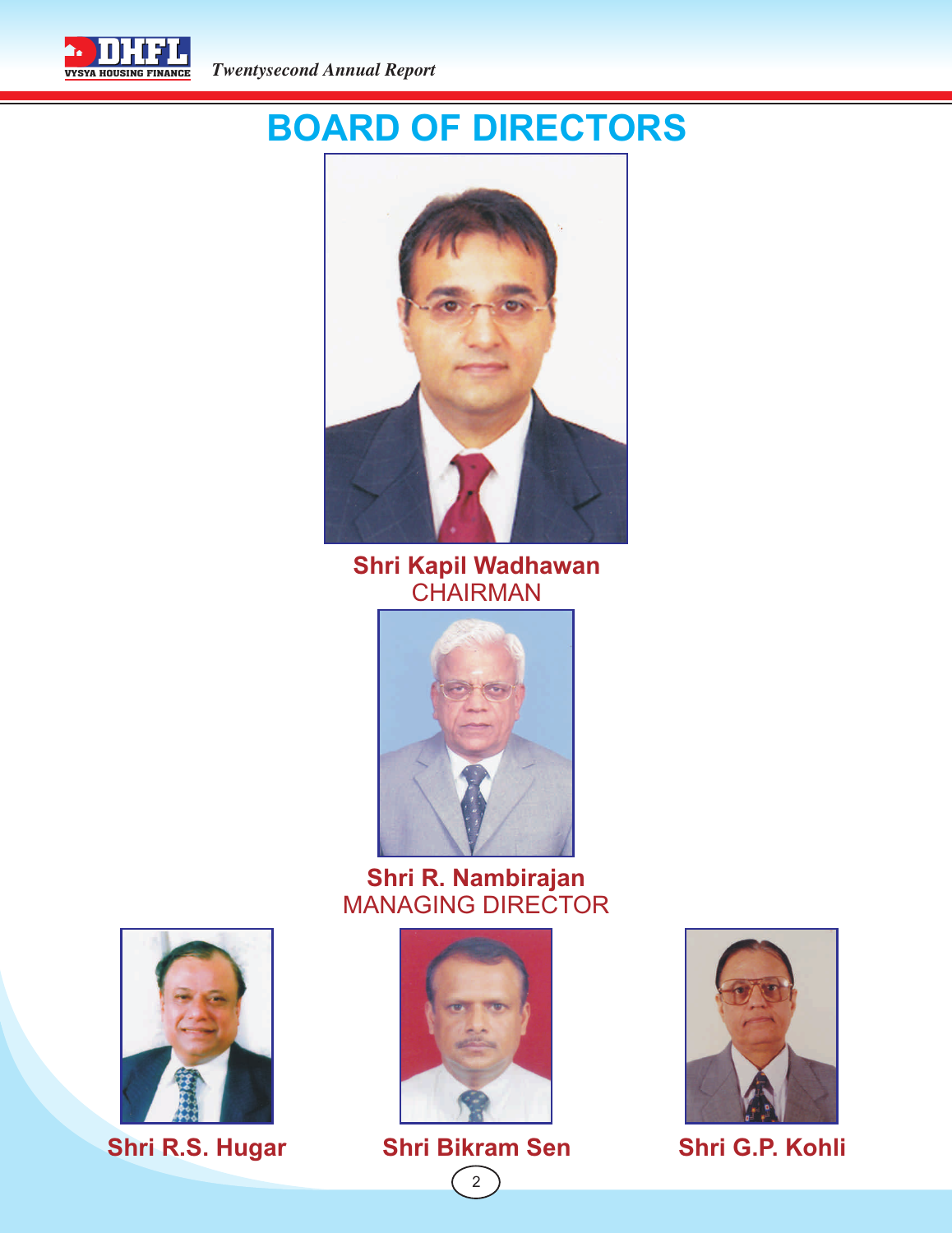# BOARD OF DIRECTORS

**Shri Kapil Wadhawan**
CHAIRMAN

**Shri R. Nambirajan**
MANAGING DIRECTOR

**Shri R.S. Hugar**

**Shri Bikram Sen**

**Shri G.P. Kohli**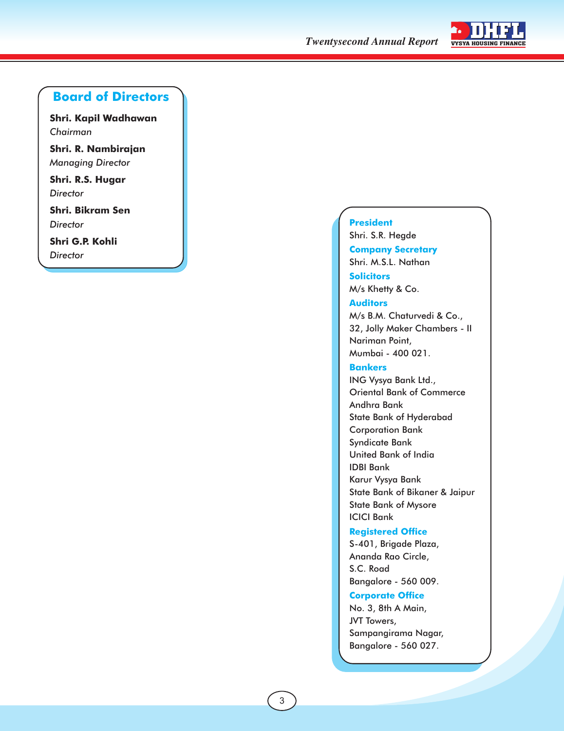## Board of Directors

**Shri. Kapil Wadhawan**
*Chairman*

**Shri. R. Nambirajan**
*Managing Director*

**Shri. R.S. Hugar**
*Director*

**Shri. Bikram Sen**
*Director*

**Shri G.P. Kohli**
*Director*

### President
Shri. S.R. Hegde

### Company Secretary
Shri. M.S.L. Nathan

### Solicitors
M/s Khetty & Co.

### Auditors
M/s B.M. Chaturvedi & Co.,
32, Jolly Maker Chambers - II
Nariman Point,
Mumbai - 400 021.

### Bankers
ING Vysya Bank Ltd.,
Oriental Bank of Commerce
Andhra Bank
State Bank of Hyderabad
Corporation Bank
Syndicate Bank
United Bank of India
IDBI Bank
Karur Vysya Bank
State Bank of Bikaner & Jaipur
State Bank of Mysore
ICICI Bank

### Registered Office
S-401, Brigade Plaza,
Ananda Rao Circle,
S.C. Road
Bangalore - 560 009.

### Corporate Office
No. 3, 8th A Main,
JVT Towers,
Sampangirama Nagar,
Bangalore - 560 027.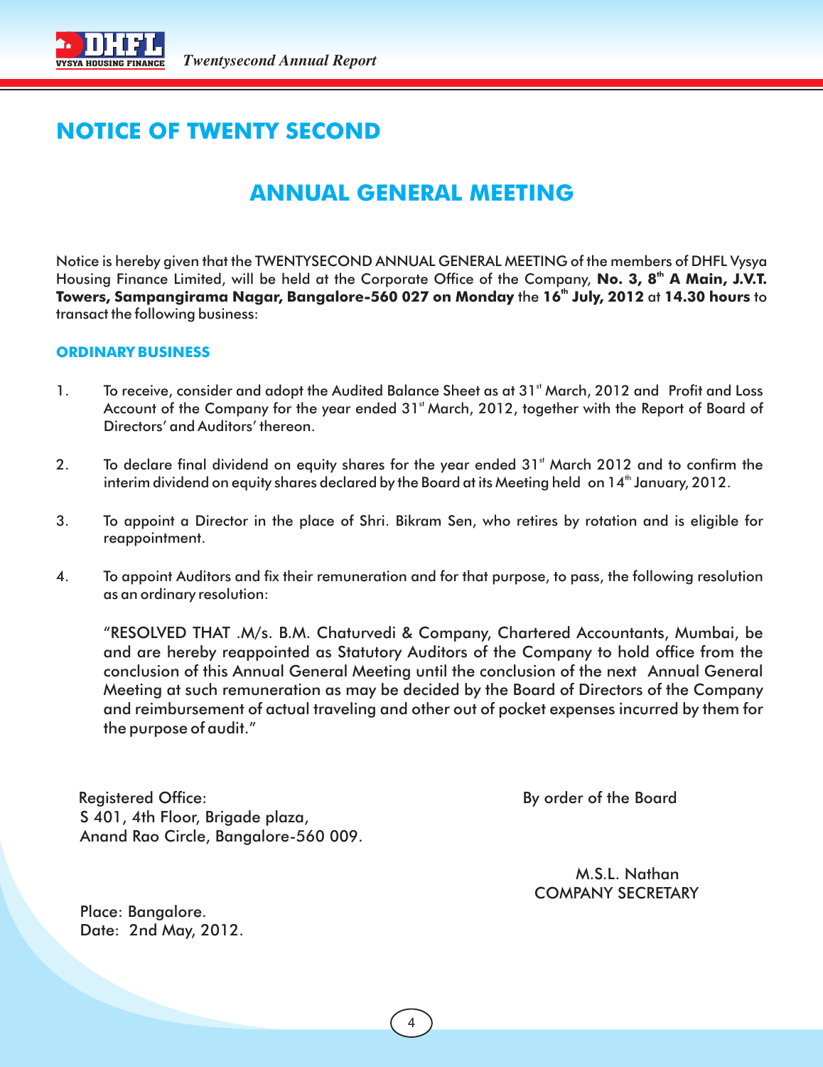# NOTICE OF TWENTY SECOND

# ANNUAL GENERAL MEETING

Notice is hereby given that the TWENTYSECOND ANNUAL GENERAL MEETING of the members of DHFL Vysya Housing Finance Limited, will be held at the Corporate Office of the Company, **No. 3, 8th A Main, J.V.T. Towers, Sampangirama Nagar, Bangalore-560 027 on Monday** the **16th July, 2012** at **14.30 hours** to transact the following business:

## ORDINARY BUSINESS

1. To receive, consider and adopt the Audited Balance Sheet as at 31st March, 2012 and Profit and Loss Account of the Company for the year ended 31st March, 2012, together with the Report of Board of Directors' and Auditors' thereon.

2. To declare final dividend on equity shares for the year ended 31st March 2012 and to confirm the interim dividend on equity shares declared by the Board at its Meeting held on 14th January, 2012.

3. To appoint a Director in the place of Shri. Bikram Sen, who retires by rotation and is eligible for reappointment.

4. To appoint Auditors and fix their remuneration and for that purpose, to pass, the following resolution as an ordinary resolution:

   "RESOLVED THAT .M/s. B.M. Chaturvedi & Company, Chartered Accountants, Mumbai, be and are hereby reappointed as Statutory Auditors of the Company to hold office from the conclusion of this Annual General Meeting until the conclusion of the next Annual General Meeting at such remuneration as may be decided by the Board of Directors of the Company and reimbursement of actual traveling and other out of pocket expenses incurred by them for the purpose of audit."

Registered Office:
S 401, 4th Floor, Brigade plaza,
Anand Rao Circle, Bangalore-560 009.

By order of the Board

M.S.L. Nathan
COMPANY SECRETARY

Place: Bangalore.
Date: 2nd May, 2012.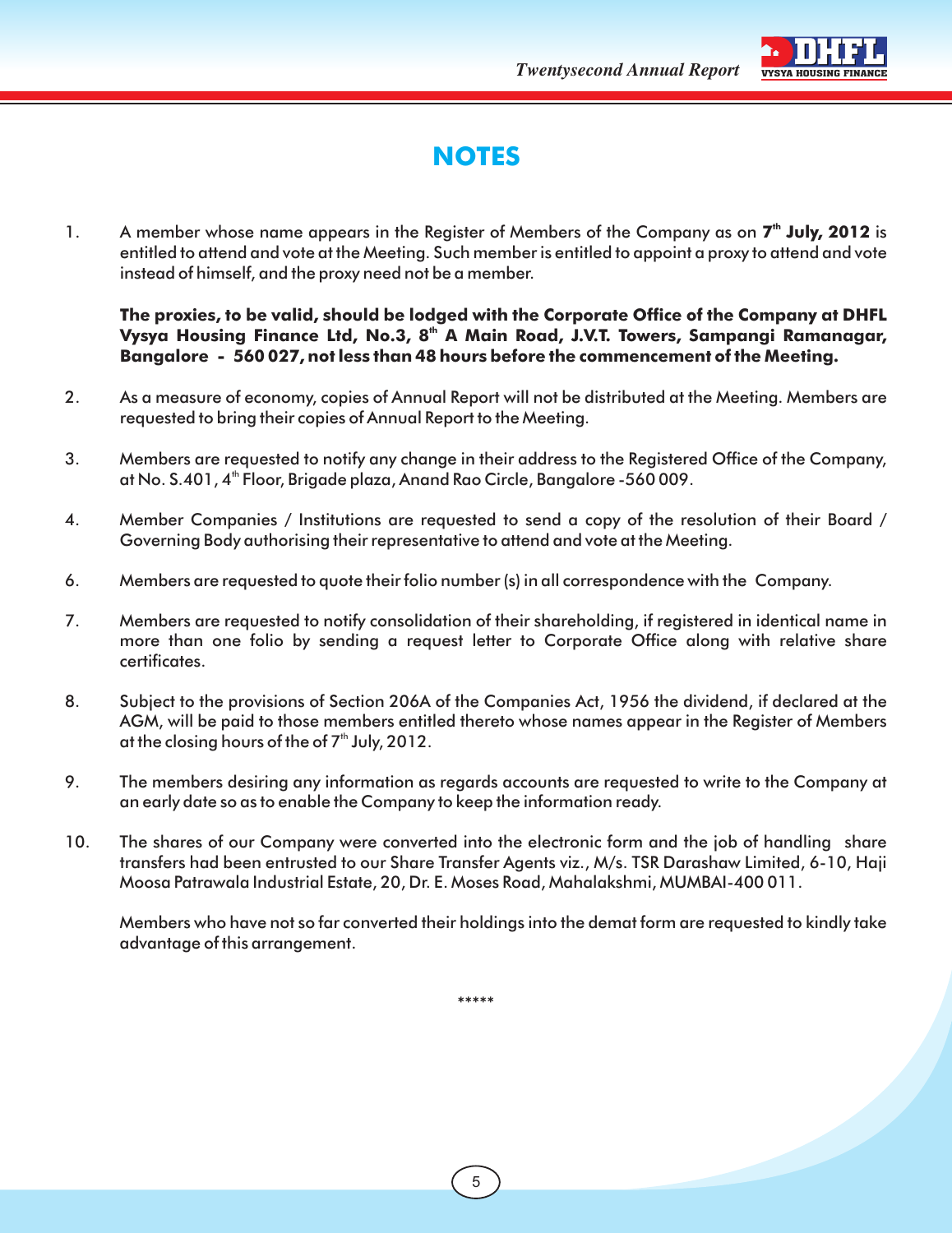# NOTES

1. A member whose name appears in the Register of Members of the Company as on **7th July, 2012** is entitled to attend and vote at the Meeting. Such member is entitled to appoint a proxy to attend and vote instead of himself, and the proxy need not be a member.

   **The proxies, to be valid, should be lodged with the Corporate Office of the Company at DHFL Vysya Housing Finance Ltd, No.3, 8th A Main Road, J.V.T. Towers, Sampangi Ramanagar, Bangalore - 560 027, not less than 48 hours before the commencement of the Meeting.**

2. As a measure of economy, copies of Annual Report will not be distributed at the Meeting. Members are requested to bring their copies of Annual Report to the Meeting.

3. Members are requested to notify any change in their address to the Registered Office of the Company, at No. S.401, 4th Floor, Brigade plaza, Anand Rao Circle, Bangalore -560 009.

4. Member Companies / Institutions are requested to send a copy of the resolution of their Board / Governing Body authorising their representative to attend and vote at the Meeting.

6. Members are requested to quote their folio number (s) in all correspondence with the Company.

7. Members are requested to notify consolidation of their shareholding, if registered in identical name in more than one folio by sending a request letter to Corporate Office along with relative share certificates.

8. Subject to the provisions of Section 206A of the Companies Act, 1956 the dividend, if declared at the AGM, will be paid to those members entitled thereto whose names appear in the Register of Members at the closing hours of the of 7th July, 2012.

9. The members desiring any information as regards accounts are requested to write to the Company at an early date so as to enable the Company to keep the information ready.

10. The shares of our Company were converted into the electronic form and the job of handling share transfers had been entrusted to our Share Transfer Agents viz., M/s. TSR Darashaw Limited, 6-10, Haji Moosa Patrawala Industrial Estate, 20, Dr. E. Moses Road, Mahalakshmi, MUMBAI-400 011.

    Members who have not so far converted their holdings into the demat form are requested to kindly take advantage of this arrangement.

*****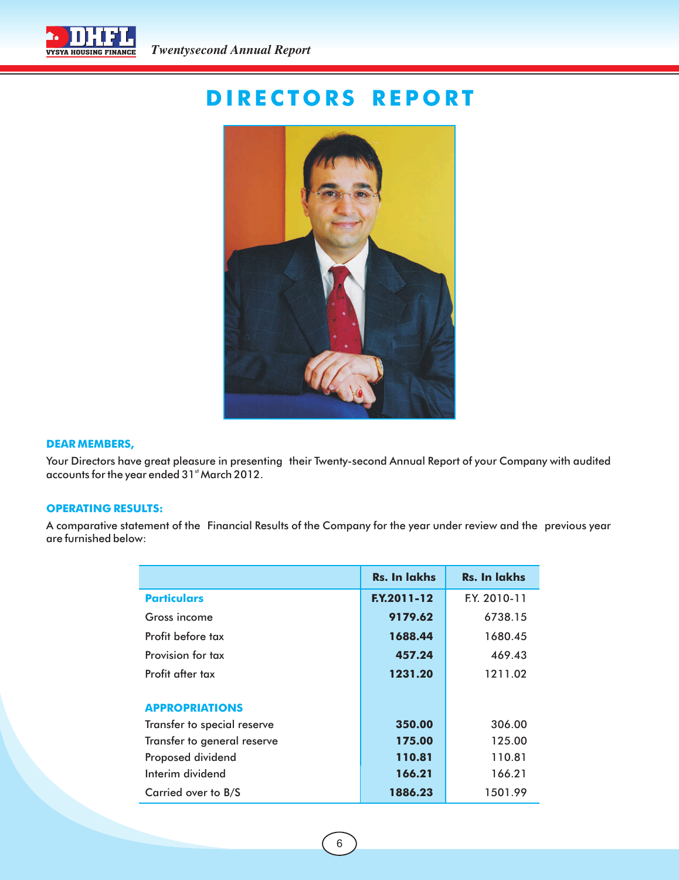# DIRECTORS REPORT

**DEAR MEMBERS,**

Your Directors have great pleasure in presenting their Twenty-second Annual Report of your Company with audited accounts for the year ended 31st March 2012.

**OPERATING RESULTS:**

A comparative statement of the Financial Results of the Company for the year under review and the previous year are furnished below:

| | Rs. In lakhs | Rs. In lakhs |
|---|---|---|
| **Particulars** | **F.Y.2011-12** | F.Y. 2010-11 |
| Gross income | **9179.62** | 6738.15 |
| Profit before tax | **1688.44** | 1680.45 |
| Provision for tax | **457.24** | 469.43 |
| Profit after tax | **1231.20** | 1211.02 |
| | | |
| **APPROPRIATIONS** | | |
| Transfer to special reserve | **350.00** | 306.00 |
| Transfer to general reserve | **175.00** | 125.00 |
| Proposed dividend | **110.81** | 110.81 |
| Interim dividend | **166.21** | 166.21 |
| Carried over to B/S | **1886.23** | 1501.99 |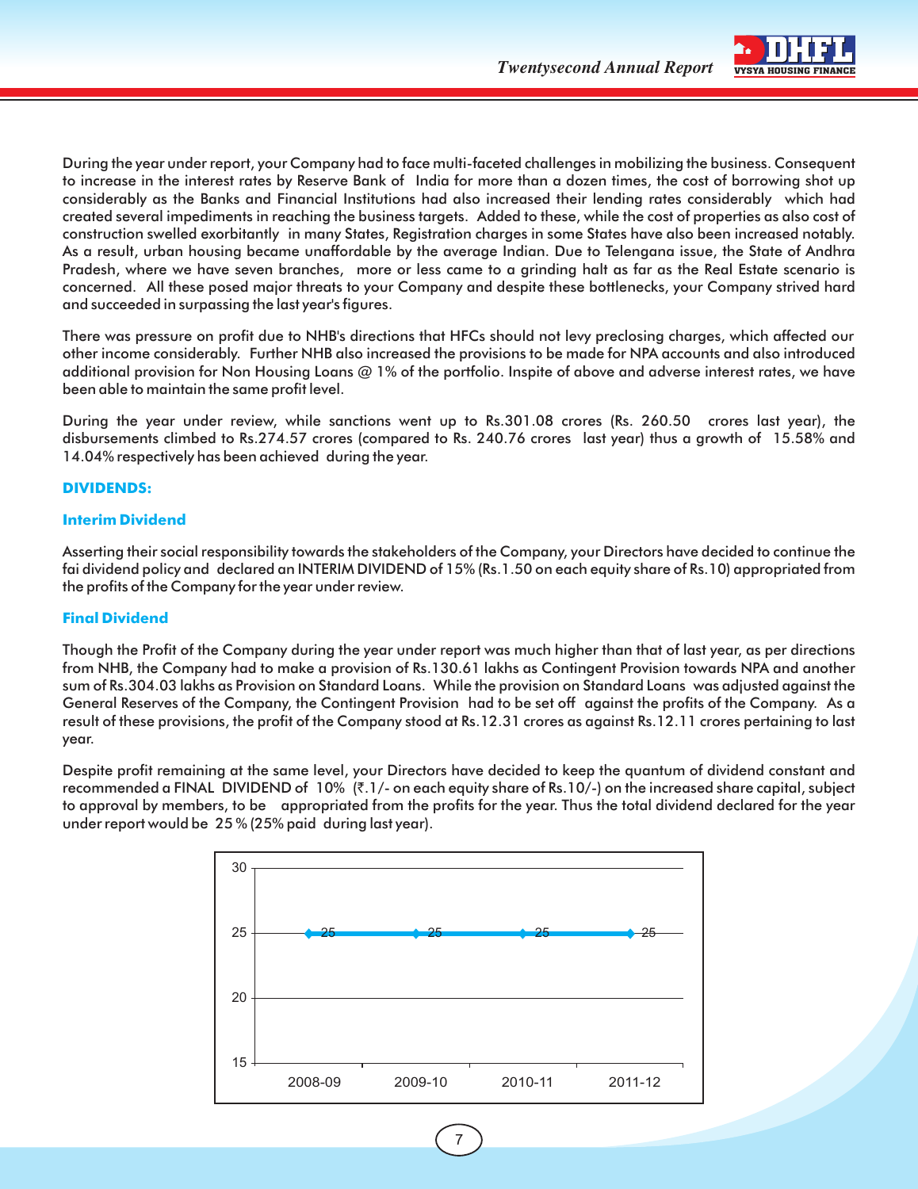During the year under report, your Company had to face multi-faceted challenges in mobilizing the business. Consequent to increase in the interest rates by Reserve Bank of India for more than a dozen times, the cost of borrowing shot up considerably as the Banks and Financial Institutions had also increased their lending rates considerably which had created several impediments in reaching the business targets. Added to these, while the cost of properties as also cost of construction swelled exorbitantly in many States, Registration charges in some States have also been increased notably. As a result, urban housing became unaffordable by the average Indian. Due to Telengana issue, the State of Andhra Pradesh, where we have seven branches, more or less came to a grinding halt as far as the Real Estate scenario is concerned. All these posed major threats to your Company and despite these bottlenecks, your Company strived hard and succeeded in surpassing the last year's figures.

There was pressure on profit due to NHB's directions that HFCs should not levy preclosing charges, which affected our other income considerably. Further NHB also increased the provisions to be made for NPA accounts and also introduced additional provision for Non Housing Loans @ 1% of the portfolio. Inspite of above and adverse interest rates, we have been able to maintain the same profit level.

During the year under review, while sanctions went up to Rs.301.08 crores (Rs. 260.50 crores last year), the disbursements climbed to Rs.274.57 crores (compared to Rs. 240.76 crores last year) thus a growth of 15.58% and 14.04% respectively has been achieved during the year.

## DIVIDENDS:

### Interim Dividend

Asserting their social responsibility towards the stakeholders of the Company, your Directors have decided to continue the fai dividend policy and declared an INTERIM DIVIDEND of 15% (Rs.1.50 on each equity share of Rs.10) appropriated from the profits of the Company for the year under review.

### Final Dividend

Though the Profit of the Company during the year under report was much higher than that of last year, as per directions from NHB, the Company had to make a provision of Rs.130.61 lakhs as Contingent Provision towards NPA and another sum of Rs.304.03 lakhs as Provision on Standard Loans. While the provision on Standard Loans was adjusted against the General Reserves of the Company, the Contingent Provision had to be set off against the profits of the Company. As a result of these provisions, the profit of the Company stood at Rs.12.31 crores as against Rs.12.11 crores pertaining to last year.

Despite profit remaining at the same level, your Directors have decided to keep the quantum of dividend constant and recommended a FINAL DIVIDEND of 10% (₹.1/- on each equity share of Rs.10/-) on the increased share capital, subject to approval by members, to be appropriated from the profits for the year. Thus the total dividend declared for the year under report would be 25 % (25% paid during last year).

| Year | 2008-09 | 2009-10 | 2010-11 | 2011-12 |
|---|---|---|---|---|
| Dividend (%) | 25 | 25 | 25 | 25 |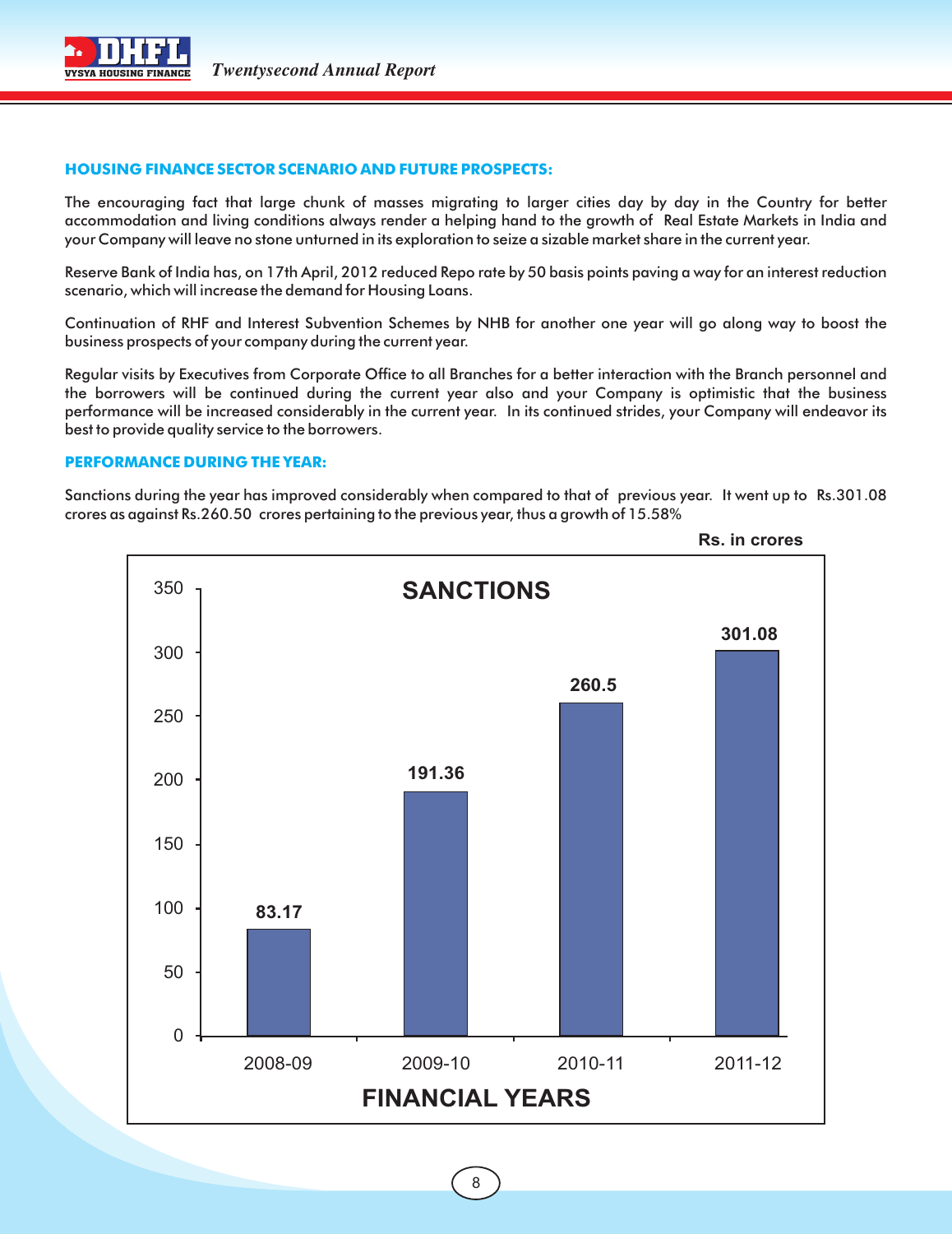## HOUSING FINANCE SECTOR SCENARIO AND FUTURE PROSPECTS:

The encouraging fact that large chunk of masses migrating to larger cities day by day in the Country for better accommodation and living conditions always render a helping hand to the growth of Real Estate Markets in India and your Company will leave no stone unturned in its exploration to seize a sizable market share in the current year.

Reserve Bank of India has, on 17th April, 2012 reduced Repo rate by 50 basis points paving a way for an interest reduction scenario, which will increase the demand for Housing Loans.

Continuation of RHF and Interest Subvention Schemes by NHB for another one year will go along way to boost the business prospects of your company during the current year.

Regular visits by Executives from Corporate Office to all Branches for a better interaction with the Branch personnel and the borrowers will be continued during the current year also and your Company is optimistic that the business performance will be increased considerably in the current year. In its continued strides, your Company will endeavor its best to provide quality service to the borrowers.

## PERFORMANCE DURING THE YEAR:

Sanctions during the year has improved considerably when compared to that of previous year. It went up to Rs.301.08 crores as against Rs.260.50 crores pertaining to the previous year, thus a growth of 15.58%

Rs. in crores

**SANCTIONS**

| FINANCIAL YEARS | Sanctions (Rs. in crores) |
|---|---|
| 2008-09 | 83.17 |
| 2009-10 | 191.36 |
| 2010-11 | 260.5 |
| 2011-12 | 301.08 |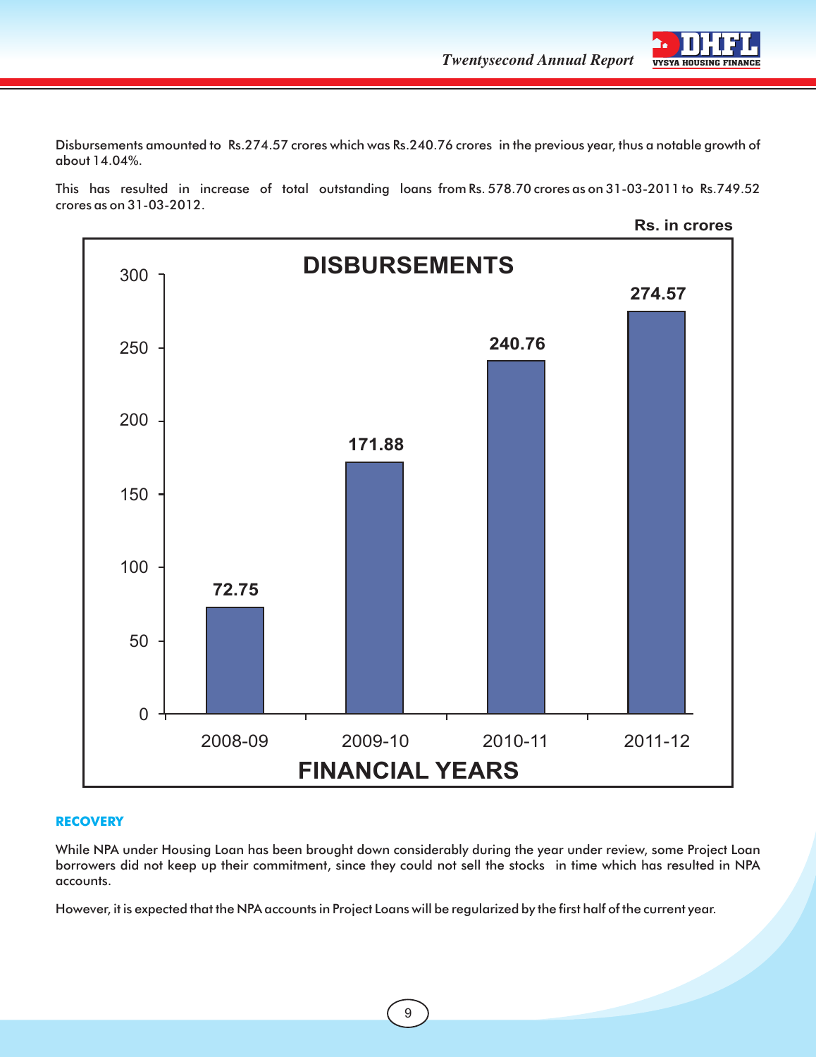Disbursements amounted to Rs.274.57 crores which was Rs.240.76 crores in the previous year, thus a notable growth of about 14.04%.

This has resulted in increase of total outstanding loans from Rs. 578.70 crores as on 31-03-2011 to Rs.749.52 crores as on 31-03-2012.

Rs. in crores

**DISBURSEMENTS**

| FINANCIAL YEARS | Disbursements |
|---|---|
| 2008-09 | 72.75 |
| 2009-10 | 171.88 |
| 2010-11 | 240.76 |
| 2011-12 | 274.57 |

## RECOVERY

While NPA under Housing Loan has been brought down considerably during the year under review, some Project Loan borrowers did not keep up their commitment, since they could not sell the stocks in time which has resulted in NPA accounts.

However, it is expected that the NPA accounts in Project Loans will be regularized by the first half of the current year.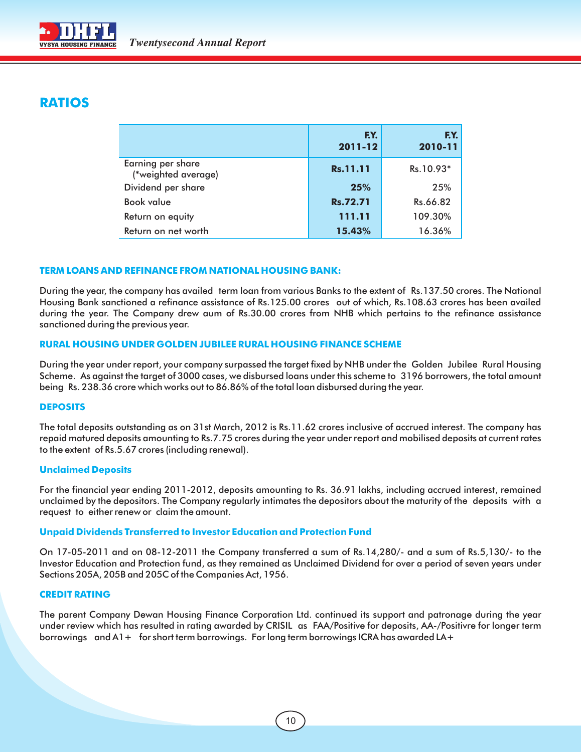# RATIOS

| | F.Y. 2011-12 | F.Y. 2010-11 |
|---|---|---|
| Earning per share (*weighted average) | **Rs.11.11** | Rs.10.93* |
| Dividend per share | **25%** | 25% |
| Book value | **Rs.72.71** | Rs.66.82 |
| Return on equity | **111.11** | 109.30% |
| Return on net worth | **15.43%** | 16.36% |

### TERM LOANS AND REFINANCE FROM NATIONAL HOUSING BANK:

During the year, the company has availed term loan from various Banks to the extent of Rs.137.50 crores. The National Housing Bank sanctioned a refinance assistance of Rs.125.00 crores out of which, Rs.108.63 crores has been availed during the year. The Company drew aum of Rs.30.00 crores from NHB which pertains to the refinance assistance sanctioned during the previous year.

### RURAL HOUSING UNDER GOLDEN JUBILEE RURAL HOUSING FINANCE SCHEME

During the year under report, your company surpassed the target fixed by NHB under the Golden Jubilee Rural Housing Scheme. As against the target of 3000 cases, we disbursed loans under this scheme to 3196 borrowers, the total amount being Rs. 238.36 crore which works out to 86.86% of the total loan disbursed during the year.

### DEPOSITS

The total deposits outstanding as on 31st March, 2012 is Rs.11.62 crores inclusive of accrued interest. The company has repaid matured deposits amounting to Rs.7.75 crores during the year under report and mobilised deposits at current rates to the extent of Rs.5.67 crores (including renewal).

### Unclaimed Deposits

For the financial year ending 2011-2012, deposits amounting to Rs. 36.91 lakhs, including accrued interest, remained unclaimed by the depositors. The Company regularly intimates the depositors about the maturity of the deposits with a request to either renew or claim the amount.

### Unpaid Dividends Transferred to Investor Education and Protection Fund

On 17-05-2011 and on 08-12-2011 the Company transferred a sum of Rs.14,280/- and a sum of Rs.5,130/- to the Investor Education and Protection fund, as they remained as Unclaimed Dividend for over a period of seven years under Sections 205A, 205B and 205C of the Companies Act, 1956.

### CREDIT RATING

The parent Company Dewan Housing Finance Corporation Ltd. continued its support and patronage during the year under review which has resulted in rating awarded by CRISIL as FAA/Positive for deposits, AA-/Positivre for longer term borrowings and A1+ for short term borrowings. For long term borrowings ICRA has awarded LA+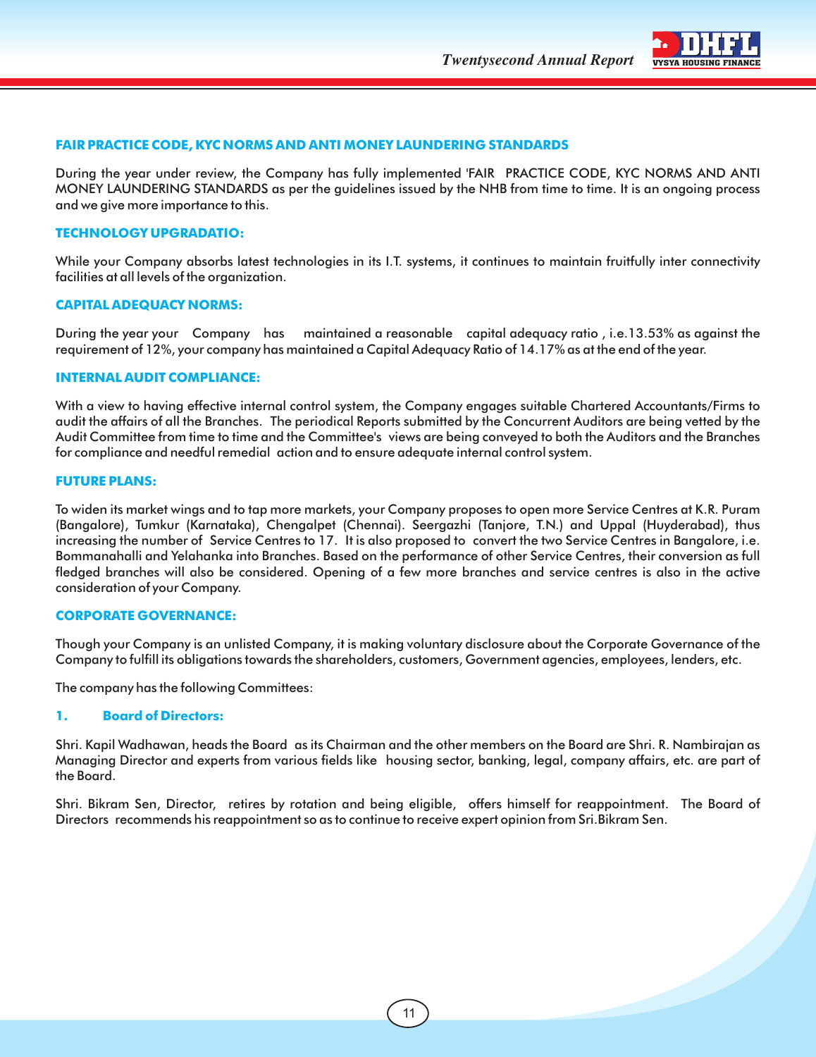## FAIR PRACTICE CODE, KYC NORMS AND ANTI MONEY LAUNDERING STANDARDS

During the year under review, the Company has fully implemented 'FAIR PRACTICE CODE, KYC NORMS AND ANTI MONEY LAUNDERING STANDARDS as per the guidelines issued by the NHB from time to time. It is an ongoing process and we give more importance to this.

## TECHNOLOGY UPGRADATIO:

While your Company absorbs latest technologies in its I.T. systems, it continues to maintain fruitfully inter connectivity facilities at all levels of the organization.

## CAPITAL ADEQUACY NORMS:

During the year your Company has maintained a reasonable capital adequacy ratio , i.e.13.53% as against the requirement of 12%, your company has maintained a Capital Adequacy Ratio of 14.17% as at the end of the year.

## INTERNAL AUDIT COMPLIANCE:

With a view to having effective internal control system, the Company engages suitable Chartered Accountants/Firms to audit the affairs of all the Branches. The periodical Reports submitted by the Concurrent Auditors are being vetted by the Audit Committee from time to time and the Committee's views are being conveyed to both the Auditors and the Branches for compliance and needful remedial action and to ensure adequate internal control system.

## FUTURE PLANS:

To widen its market wings and to tap more markets, your Company proposes to open more Service Centres at K.R. Puram (Bangalore), Tumkur (Karnataka), Chengalpet (Chennai). Seergazhi (Tanjore, T.N.) and Uppal (Huyderabad), thus increasing the number of Service Centres to 17. It is also proposed to convert the two Service Centres in Bangalore, i.e. Bommanahalli and Yelahanka into Branches. Based on the performance of other Service Centres, their conversion as full fledged branches will also be considered. Opening of a few more branches and service centres is also in the active consideration of your Company.

## CORPORATE GOVERNANCE:

Though your Company is an unlisted Company, it is making voluntary disclosure about the Corporate Governance of the Company to fulfill its obligations towards the shareholders, customers, Government agencies, employees, lenders, etc.

The company has the following Committees:

### 1. Board of Directors:

Shri. Kapil Wadhawan, heads the Board as its Chairman and the other members on the Board are Shri. R. Nambirajan as Managing Director and experts from various fields like housing sector, banking, legal, company affairs, etc. are part of the Board.

Shri. Bikram Sen, Director, retires by rotation and being eligible, offers himself for reappointment. The Board of Directors recommends his reappointment so as to continue to receive expert opinion from Sri.Bikram Sen.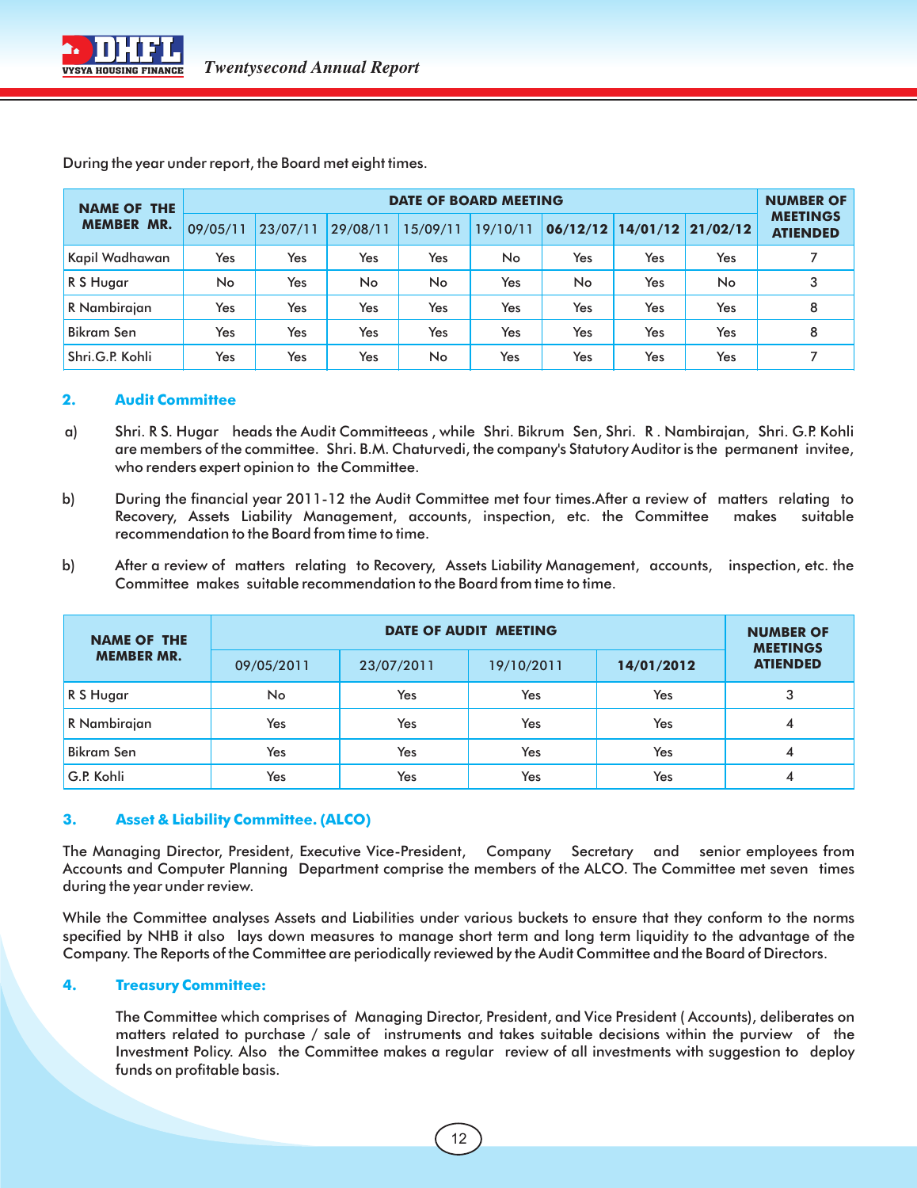During the year under report, the Board met eight times.

| NAME OF THE MEMBER MR. | DATE OF BOARD MEETING | | | | | | | | NUMBER OF MEETINGS ATIENDED |
|---|---|---|---|---|---|---|---|---|---|
| | 09/05/11 | 23/07/11 | 29/08/11 | 15/09/11 | 19/10/11 | **06/12/12** | **14/01/12** | **21/02/12** | |
| Kapil Wadhawan | Yes | Yes | Yes | Yes | No | Yes | Yes | Yes | 7 |
| R S Hugar | No | Yes | No | No | Yes | No | Yes | No | 3 |
| R Nambirajan | Yes | Yes | Yes | Yes | Yes | Yes | Yes | Yes | 8 |
| Bikram Sen | Yes | Yes | Yes | Yes | Yes | Yes | Yes | Yes | 8 |
| Shri.G.P. Kohli | Yes | Yes | Yes | No | Yes | Yes | Yes | Yes | 7 |

## 2. Audit Committee

a) Shri. R S. Hugar heads the Audit Committeeas , while Shri. Bikrum Sen, Shri. R . Nambirajan, Shri. G.P. Kohli are members of the committee. Shri. B.M. Chaturvedi, the company's Statutory Auditor is the permanent invitee, who renders expert opinion to the Committee.

b) During the financial year 2011-12 the Audit Committee met four times.After a review of matters relating to Recovery, Assets Liability Management, accounts, inspection, etc. the Committee makes suitable recommendation to the Board from time to time.

b) After a review of matters relating to Recovery, Assets Liability Management, accounts, inspection, etc. the Committee makes suitable recommendation to the Board from time to time.

| NAME OF THE MEMBER MR. | DATE OF AUDIT MEETING | | | | NUMBER OF MEETINGS ATIENDED |
|---|---|---|---|---|---|
| | 09/05/2011 | 23/07/2011 | 19/10/2011 | **14/01/2012** | |
| R S Hugar | No | Yes | Yes | Yes | 3 |
| R Nambirajan | Yes | Yes | Yes | Yes | 4 |
| Bikram Sen | Yes | Yes | Yes | Yes | 4 |
| G.P. Kohli | Yes | Yes | Yes | Yes | 4 |

## 3. Asset & Liability Committee. (ALCO)

The Managing Director, President, Executive Vice-President, Company Secretary and senior employees from Accounts and Computer Planning Department comprise the members of the ALCO. The Committee met seven times during the year under review.

While the Committee analyses Assets and Liabilities under various buckets to ensure that they conform to the norms specified by NHB it also lays down measures to manage short term and long term liquidity to the advantage of the Company. The Reports of the Committee are periodically reviewed by the Audit Committee and the Board of Directors.

## 4. Treasury Committee:

The Committee which comprises of Managing Director, President, and Vice President ( Accounts), deliberates on matters related to purchase / sale of instruments and takes suitable decisions within the purview of the Investment Policy. Also the Committee makes a regular review of all investments with suggestion to deploy funds on profitable basis.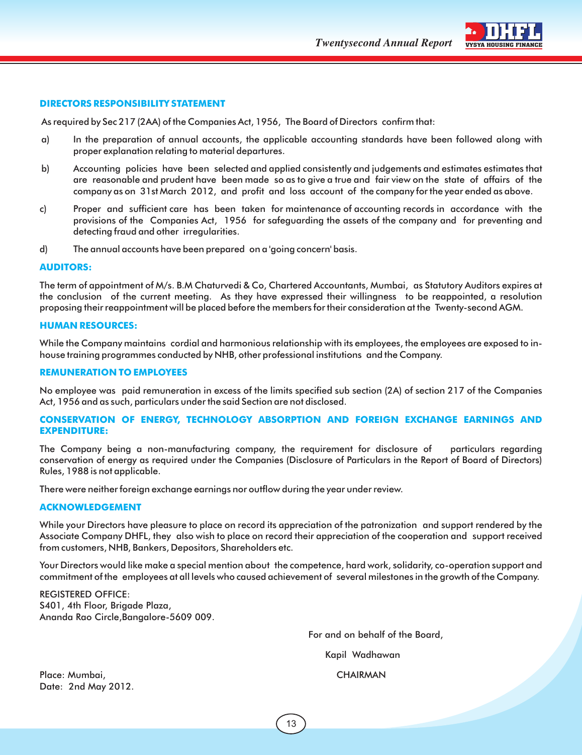## DIRECTORS RESPONSIBILITY STATEMENT

As required by Sec 217 (2AA) of the Companies Act, 1956, The Board of Directors confirm that:

a) In the preparation of annual accounts, the applicable accounting standards have been followed along with proper explanation relating to material departures.

b) Accounting policies have been selected and applied consistently and judgements and estimates estimates that are reasonable and prudent have been made so as to give a true and fair view on the state of affairs of the company as on 31st March 2012, and profit and loss account of the company for the year ended as above.

c) Proper and sufficient care has been taken for maintenance of accounting records in accordance with the provisions of the Companies Act, 1956 for safeguarding the assets of the company and for preventing and detecting fraud and other irregularities.

d) The annual accounts have been prepared on a 'going concern' basis.

## AUDITORS:

The term of appointment of M/s. B.M Chaturvedi & Co, Chartered Accountants, Mumbai, as Statutory Auditors expires at the conclusion of the current meeting. As they have expressed their willingness to be reappointed, a resolution proposing their reappointment will be placed before the members for their consideration at the Twenty-second AGM.

## HUMAN RESOURCES:

While the Company maintains cordial and harmonious relationship with its employees, the employees are exposed to in-house training programmes conducted by NHB, other professional institutions and the Company.

## REMUNERATION TO EMPLOYEES

No employee was paid remuneration in excess of the limits specified sub section (2A) of section 217 of the Companies Act, 1956 and as such, particulars under the said Section are not disclosed.

## CONSERVATION OF ENERGY, TECHNOLOGY ABSORPTION AND FOREIGN EXCHANGE EARNINGS AND EXPENDITURE:

The Company being a non-manufacturing company, the requirement for disclosure of particulars regarding conservation of energy as required under the Companies (Disclosure of Particulars in the Report of Board of Directors) Rules, 1988 is not applicable.

There were neither foreign exchange earnings nor outflow during the year under review.

## ACKNOWLEDGEMENT

While your Directors have pleasure to place on record its appreciation of the patronization and support rendered by the Associate Company DHFL, they also wish to place on record their appreciation of the cooperation and support received from customers, NHB, Bankers, Depositors, Shareholders etc.

Your Directors would like make a special mention about the competence, hard work, solidarity, co-operation support and commitment of the employees at all levels who caused achievement of several milestones in the growth of the Company.

REGISTERED OFFICE:
S401, 4th Floor, Brigade Plaza,
Ananda Rao Circle,Bangalore-5609 009.

For and on behalf of the Board,

Kapil Wadhawan

CHAIRMAN

Place: Mumbai,
Date: 2nd May 2012.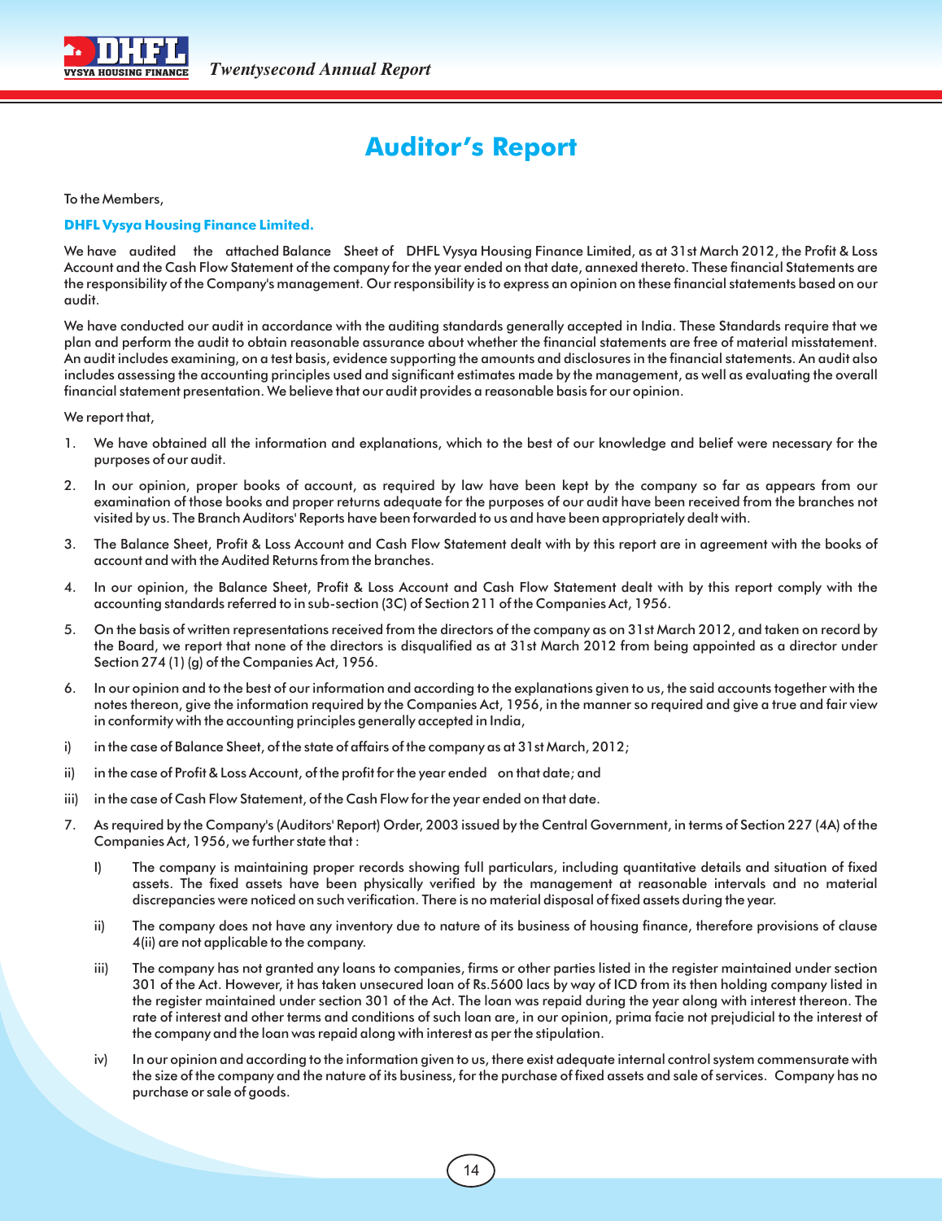# Auditor's Report

To the Members,

**DHFL Vysya Housing Finance Limited.**

We have audited the attached Balance Sheet of DHFL Vysya Housing Finance Limited, as at 31st March 2012, the Profit & Loss Account and the Cash Flow Statement of the company for the year ended on that date, annexed thereto. These financial Statements are the responsibility of the Company's management. Our responsibility is to express an opinion on these financial statements based on our audit.

We have conducted our audit in accordance with the auditing standards generally accepted in India. These Standards require that we plan and perform the audit to obtain reasonable assurance about whether the financial statements are free of material misstatement. An audit includes examining, on a test basis, evidence supporting the amounts and disclosures in the financial statements. An audit also includes assessing the accounting principles used and significant estimates made by the management, as well as evaluating the overall financial statement presentation. We believe that our audit provides a reasonable basis for our opinion.

We report that,

1. We have obtained all the information and explanations, which to the best of our knowledge and belief were necessary for the purposes of our audit.

2. In our opinion, proper books of account, as required by law have been kept by the company so far as appears from our examination of those books and proper returns adequate for the purposes of our audit have been received from the branches not visited by us. The Branch Auditors' Reports have been forwarded to us and have been appropriately dealt with.

3. The Balance Sheet, Profit & Loss Account and Cash Flow Statement dealt with by this report are in agreement with the books of account and with the Audited Returns from the branches.

4. In our opinion, the Balance Sheet, Profit & Loss Account and Cash Flow Statement dealt with by this report comply with the accounting standards referred to in sub-section (3C) of Section 211 of the Companies Act, 1956.

5. On the basis of written representations received from the directors of the company as on 31st March 2012, and taken on record by the Board, we report that none of the directors is disqualified as at 31st March 2012 from being appointed as a director under Section 274 (1) (g) of the Companies Act, 1956.

6. In our opinion and to the best of our information and according to the explanations given to us, the said accounts together with the notes thereon, give the information required by the Companies Act, 1956, in the manner so required and give a true and fair view in conformity with the accounting principles generally accepted in India,

i) in the case of Balance Sheet, of the state of affairs of the company as at 31st March, 2012;

ii) in the case of Profit & Loss Account, of the profit for the year ended on that date; and

iii) in the case of Cash Flow Statement, of the Cash Flow for the year ended on that date.

7. As required by the Company's (Auditors' Report) Order, 2003 issued by the Central Government, in terms of Section 227 (4A) of the Companies Act, 1956, we further state that :

   I) The company is maintaining proper records showing full particulars, including quantitative details and situation of fixed assets. The fixed assets have been physically verified by the management at reasonable intervals and no material discrepancies were noticed on such verification. There is no material disposal of fixed assets during the year.

   ii) The company does not have any inventory due to nature of its business of housing finance, therefore provisions of clause 4(ii) are not applicable to the company.

   iii) The company has not granted any loans to companies, firms or other parties listed in the register maintained under section 301 of the Act. However, it has taken unsecured loan of Rs.5600 lacs by way of ICD from its then holding company listed in the register maintained under section 301 of the Act. The loan was repaid during the year along with interest thereon. The rate of interest and other terms and conditions of such loan are, in our opinion, prima facie not prejudicial to the interest of the company and the loan was repaid along with interest as per the stipulation.

   iv) In our opinion and according to the information given to us, there exist adequate internal control system commensurate with the size of the company and the nature of its business, for the purchase of fixed assets and sale of services. Company has no purchase or sale of goods.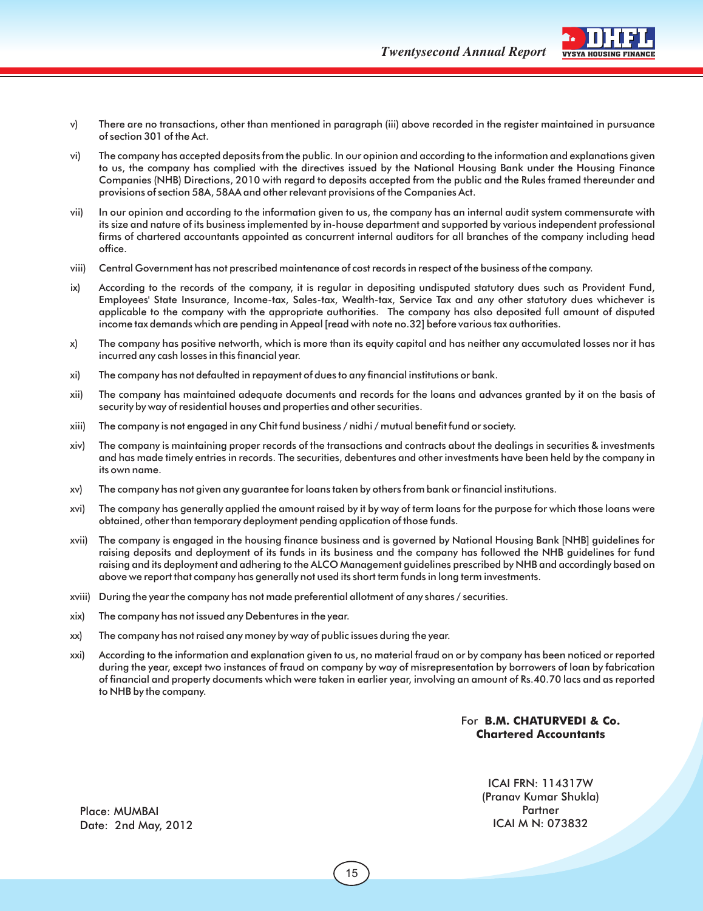v) There are no transactions, other than mentioned in paragraph (iii) above recorded in the register maintained in pursuance of section 301 of the Act.

vi) The company has accepted deposits from the public. In our opinion and according to the information and explanations given to us, the company has complied with the directives issued by the National Housing Bank under the Housing Finance Companies (NHB) Directions, 2010 with regard to deposits accepted from the public and the Rules framed thereunder and provisions of section 58A, 58AA and other relevant provisions of the Companies Act.

vii) In our opinion and according to the information given to us, the company has an internal audit system commensurate with its size and nature of its business implemented by in-house department and supported by various independent professional firms of chartered accountants appointed as concurrent internal auditors for all branches of the company including head office.

viii) Central Government has not prescribed maintenance of cost records in respect of the business of the company.

ix) According to the records of the company, it is regular in depositing undisputed statutory dues such as Provident Fund, Employees' State Insurance, Income-tax, Sales-tax, Wealth-tax, Service Tax and any other statutory dues whichever is applicable to the company with the appropriate authorities. The company has also deposited full amount of disputed income tax demands which are pending in Appeal [read with note no.32] before various tax authorities.

x) The company has positive networth, which is more than its equity capital and has neither any accumulated losses nor it has incurred any cash losses in this financial year.

xi) The company has not defaulted in repayment of dues to any financial institutions or bank.

xii) The company has maintained adequate documents and records for the loans and advances granted by it on the basis of security by way of residential houses and properties and other securities.

xiii) The company is not engaged in any Chit fund business / nidhi / mutual benefit fund or society.

xiv) The company is maintaining proper records of the transactions and contracts about the dealings in securities & investments and has made timely entries in records. The securities, debentures and other investments have been held by the company in its own name.

xv) The company has not given any guarantee for loans taken by others from bank or financial institutions.

xvi) The company has generally applied the amount raised by it by way of term loans for the purpose for which those loans were obtained, other than temporary deployment pending application of those funds.

xvii) The company is engaged in the housing finance business and is governed by National Housing Bank [NHB] guidelines for raising deposits and deployment of its funds in its business and the company has followed the NHB guidelines for fund raising and its deployment and adhering to the ALCO Management guidelines prescribed by NHB and accordingly based on above we report that company has generally not used its short term funds in long term investments.

xviii) During the year the company has not made preferential allotment of any shares / securities.

xix) The company has not issued any Debentures in the year.

xx) The company has not raised any money by way of public issues during the year.

xxi) According to the information and explanation given to us, no material fraud on or by company has been noticed or reported during the year, except two instances of fraud on company by way of misrepresentation by borrowers of loan by fabrication of financial and property documents which were taken in earlier year, involving an amount of Rs.40.70 lacs and as reported to NHB by the company.

For **B.M. CHATURVEDI & Co.**
**Chartered Accountants**

ICAI FRN: 114317W
(Pranav Kumar Shukla)
Partner
ICAI M N: 073832

Place: MUMBAI
Date: 2nd May, 2012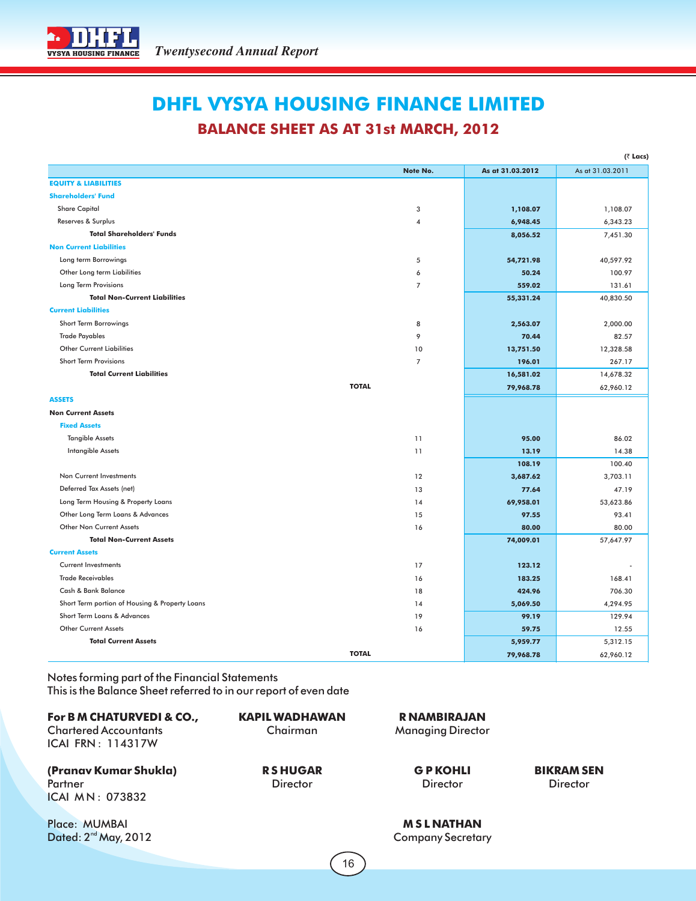# DHFL VYSYA HOUSING FINANCE LIMITED

## BALANCE SHEET AS AT 31st MARCH, 2012

(₹ Lacs)

| | Note No. | As at 31.03.2012 | As at 31.03.2011 |
|---|---|---|---|
| **EQUITY & LIABILITIES** | | | |
| **Shareholders' Fund** | | | |
| Share Capital | 3 | **1,108.07** | 1,108.07 |
| Reserves & Surplus | 4 | **6,948.45** | 6,343.23 |
| **Total Shareholders' Funds** | | **8,056.52** | 7,451.30 |
| **Non Current Liabilities** | | | |
| Long term Borrowings | 5 | **54,721.98** | 40,597.92 |
| Other Long term Liabilities | 6 | **50.24** | 100.97 |
| Long Term Provisions | 7 | **559.02** | 131.61 |
| **Total Non-Current Liabilities** | | **55,331.24** | 40,830.50 |
| **Current Liabilities** | | | |
| Short Term Borrowings | 8 | **2,563.07** | 2,000.00 |
| Trade Payables | 9 | **70.44** | 82.57 |
| Other Current Liabilities | 10 | **13,751.50** | 12,328.58 |
| Short Term Provisions | 7 | **196.01** | 267.17 |
| **Total Current Liabilities** | | **16,581.02** | 14,678.32 |
| **TOTAL** | | **79,968.78** | 62,960.12 |
| **ASSETS** | | | |
| **Non Current Assets** | | | |
| **Fixed Assets** | | | |
| Tangible Assets | 11 | **95.00** | 86.02 |
| Intangible Assets | 11 | **13.19** | 14.38 |
| | | **108.19** | 100.40 |
| Non Current Investments | 12 | **3,687.62** | 3,703.11 |
| Deferred Tax Assets (net) | 13 | **77.64** | 47.19 |
| Long Term Housing & Property Loans | 14 | **69,958.01** | 53,623.86 |
| Other Long Term Loans & Advances | 15 | **97.55** | 93.41 |
| Other Non Current Assets | 16 | **80.00** | 80.00 |
| **Total Non-Current Assets** | | **74,009.01** | 57,647.97 |
| **Current Assets** | | | |
| Current Investments | 17 | **123.12** | - |
| Trade Receivables | 16 | **183.25** | 168.41 |
| Cash & Bank Balance | 18 | **424.96** | 706.30 |
| Short Term portion of Housing & Property Loans | 14 | **5,069.50** | 4,294.95 |
| Short Term Loans & Advances | 19 | **99.19** | 129.94 |
| Other Current Assets | 16 | **59.75** | 12.55 |
| **Total Current Assets** | | **5,959.77** | 5,312.15 |
| **TOTAL** | | **79,968.78** | 62,960.12 |

Notes forming part of the Financial Statements

This is the Balance Sheet referred to in our report of even date

**For B M CHATURVEDI & CO.,**
Chartered Accountants
ICAI FRN : 114317W

**(Pranav Kumar Shukla)**
Partner
ICAI M N : 073832

Place: MUMBAI
Dated: 2nd May, 2012

**KAPIL WADHAWAN**
Chairman

**R NAMBIRAJAN**
Managing Director

**R S HUGAR**
Director

**G P KOHLI**
Director

**BIKRAM SEN**
Director

**M S L NATHAN**
Company Secretary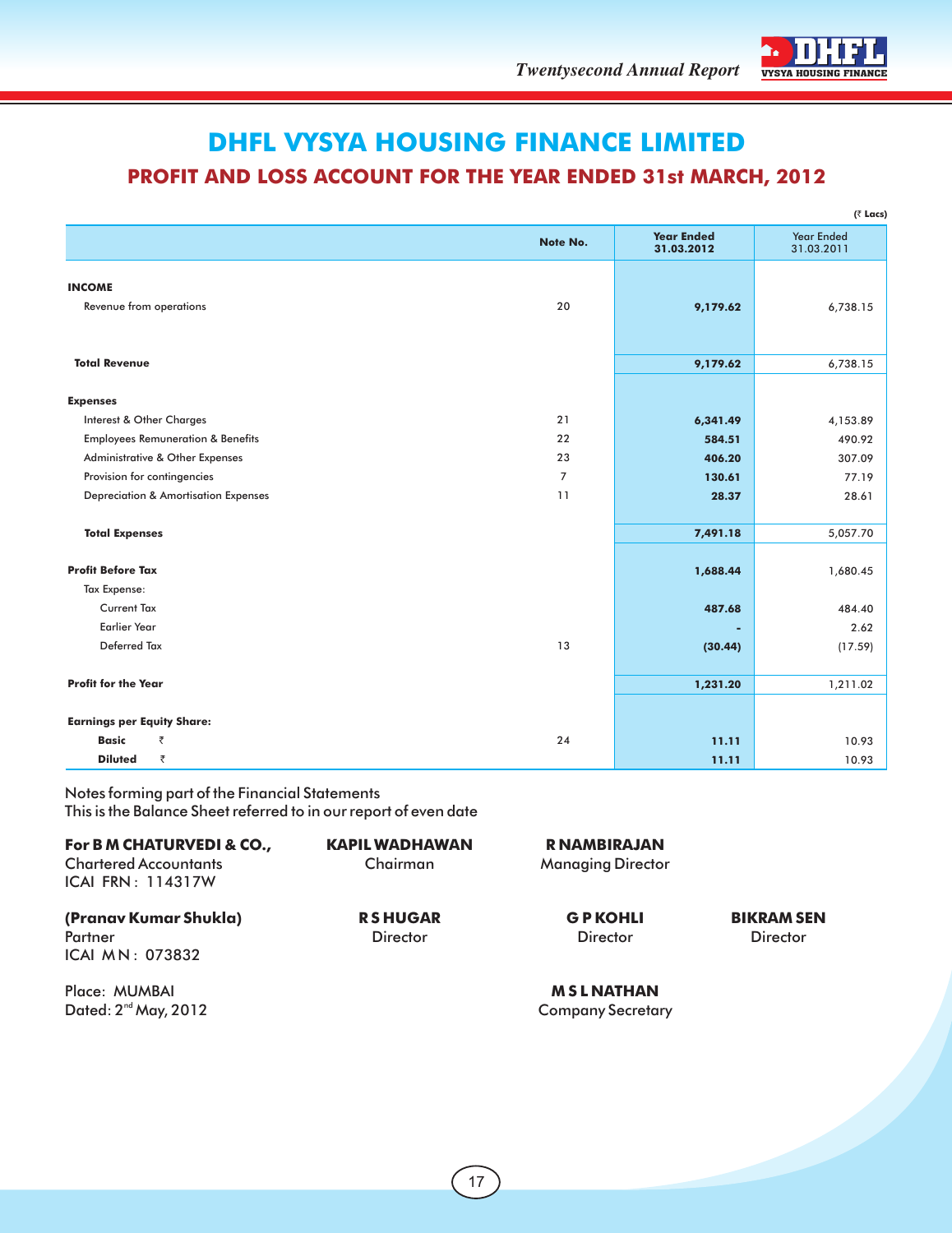# DHFL VYSYA HOUSING FINANCE LIMITED

## PROFIT AND LOSS ACCOUNT FOR THE YEAR ENDED 31st MARCH, 2012

(₹ Lacs)

| | Note No. | Year Ended 31.03.2012 | Year Ended 31.03.2011 |
|---|---|---|---|
| **INCOME** | | | |
| Revenue from operations | 20 | **9,179.62** | 6,738.15 |
| **Total Revenue** | | **9,179.62** | 6,738.15 |
| **Expenses** | | | |
| Interest & Other Charges | 21 | **6,341.49** | 4,153.89 |
| Employees Remuneration & Benefits | 22 | **584.51** | 490.92 |
| Administrative & Other Expenses | 23 | **406.20** | 307.09 |
| Provision for contingencies | 7 | **130.61** | 77.19 |
| Depreciation & Amortisation Expenses | 11 | **28.37** | 28.61 |
| **Total Expenses** | | **7,491.18** | 5,057.70 |
| **Profit Before Tax** | | **1,688.44** | 1,680.45 |
| Tax Expense: | | | |
| Current Tax | | **487.68** | 484.40 |
| Earlier Year | | **-** | 2.62 |
| Deferred Tax | 13 | **(30.44)** | (17.59) |
| **Profit for the Year** | | **1,231.20** | 1,211.02 |
| **Earnings per Equity Share:** | | | |
| **Basic** ₹ | 24 | **11.11** | 10.93 |
| **Diluted** ₹ | | **11.11** | 10.93 |

Notes forming part of the Financial Statements
This is the Balance Sheet referred to in our report of even date

**For B M CHATURVEDI & CO.,**
Chartered Accountants
ICAI FRN : 114317W

**KAPIL WADHAWAN**
Chairman

**R NAMBIRAJAN**
Managing Director

**(Pranav Kumar Shukla)**
Partner
ICAI MN : 073832

**R S HUGAR**
Director

**G P KOHLI**
Director

**BIKRAM SEN**
Director

Place: MUMBAI
Dated: 2nd May, 2012

**M S L NATHAN**
Company Secretary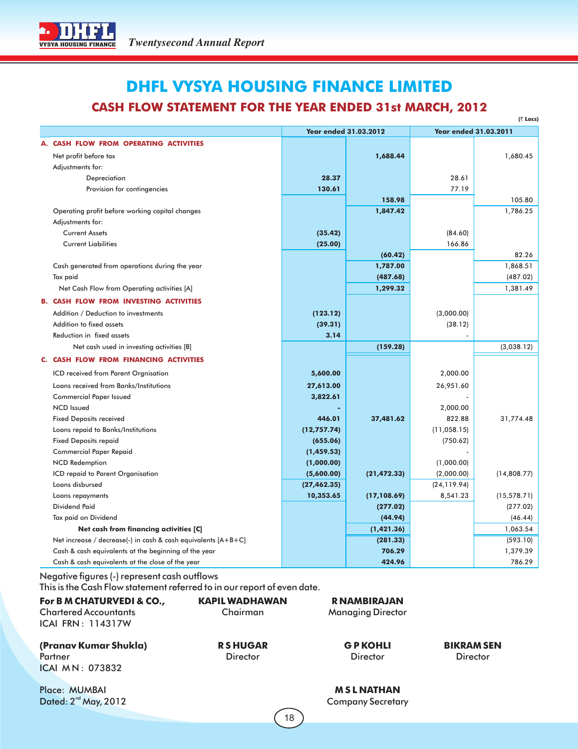# DHFL VYSYA HOUSING FINANCE LIMITED

## CASH FLOW STATEMENT FOR THE YEAR ENDED 31st MARCH, 2012

(₹ Lacs)

| | Year ended 31.03.2012 | | Year ended 31.03.2011 | |
|---|---|---|---|---|
| **A. CASH FLOW FROM OPERATING ACTIVITIES** | | | | |
| Net profit before tax | | 1,688.44 | | 1,680.45 |
| Adjustments for: | | | | |
| Depreciation | 28.37 | | 28.61 | |
| Provision for contingencies | 130.61 | | 77.19 | |
| | | 158.98 | | 105.80 |
| Operating profit before working capital changes | | 1,847.42 | | 1,786.25 |
| Adjustments for: | | | | |
| Current Assets | (35.42) | | (84.60) | |
| Current Liabilities | (25.00) | | 166.86 | |
| | | (60.42) | | 82.26 |
| Cash generated from operations during the year | | 1,787.00 | | 1,868.51 |
| Tax paid | | (487.68) | | (487.02) |
| Net Cash Flow from Operating activities [A] | | 1,299.32 | | 1,381.49 |
| **B. CASH FLOW FROM INVESTING ACTIVITIES** | | | | |
| Addition / Deduction to investments | (123.12) | | (3,000.00) | |
| Addition to fixed assets | (39.31) | | (38.12) | |
| Reduction in fixed assets | 3.14 | | - | |
| Net cash used in investing activities [B] | | (159.28) | | (3,038.12) |
| **C. CASH FLOW FROM FINANCING ACTIVITIES** | | | | |
| ICD received from Parent Orgnisation | 5,600.00 | | 2,000.00 | |
| Loans received from Banks/Institutions | 27,613.00 | | 26,951.60 | |
| Commercial Paper Issued | 3,822.61 | | - | |
| NCD Issued | - | | 2,000.00 | |
| Fixed Deposits received | 446.01 | 37,481.62 | 822.88 | 31,774.48 |
| Loans repaid to Banks/Institutions | (12,757.74) | | (11,058.15) | |
| Fixed Deposits repaid | (655.06) | | (750.62) | |
| Commercial Paper Repaid | (1,459.53) | | - | |
| NCD Redemption | (1,000.00) | | (1,000.00) | |
| ICD repaid to Parent Organisation | (5,600.00) | (21,472.33) | (2,000.00) | (14,808.77) |
| Loans disbursed | (27,462.35) | | (24,119.94) | |
| Loans repayments | 10,353.65 | (17,108.69) | 8,541.23 | (15,578.71) |
| Dividend Paid | | (277.02) | | (277.02) |
| Tax paid on Dividend | | (44.94) | | (46.44) |
| **Net cash from financing activities [C]** | | (1,421.36) | | 1,063.54 |
| Net increase / decrease(-) in cash & cash equivalents [A+B+C] | | (281.33) | | (593.10) |
| Cash & cash equivalents at the beginning of the year | | 706.29 | | 1,379.39 |
| Cash & cash equivalents at the close of the year | | 424.96 | | 786.29 |

Negative figures (-) represent cash outflows

This is the Cash Flow statement referred to in our report of even date.

**For B M CHATURVEDI & CO.,**
Chartered Accountants
ICAI FRN : 114317W

**KAPIL WADHAWAN**
Chairman

**R NAMBIRAJAN**
Managing Director

**(Pranav Kumar Shukla)**
Partner
ICAI M N : 073832

**R S HUGAR**
Director

**G P KOHLI**
Director

**BIKRAM SEN**
Director

Place: MUMBAI
Dated: 2nd May, 2012

**M S L NATHAN**
Company Secretary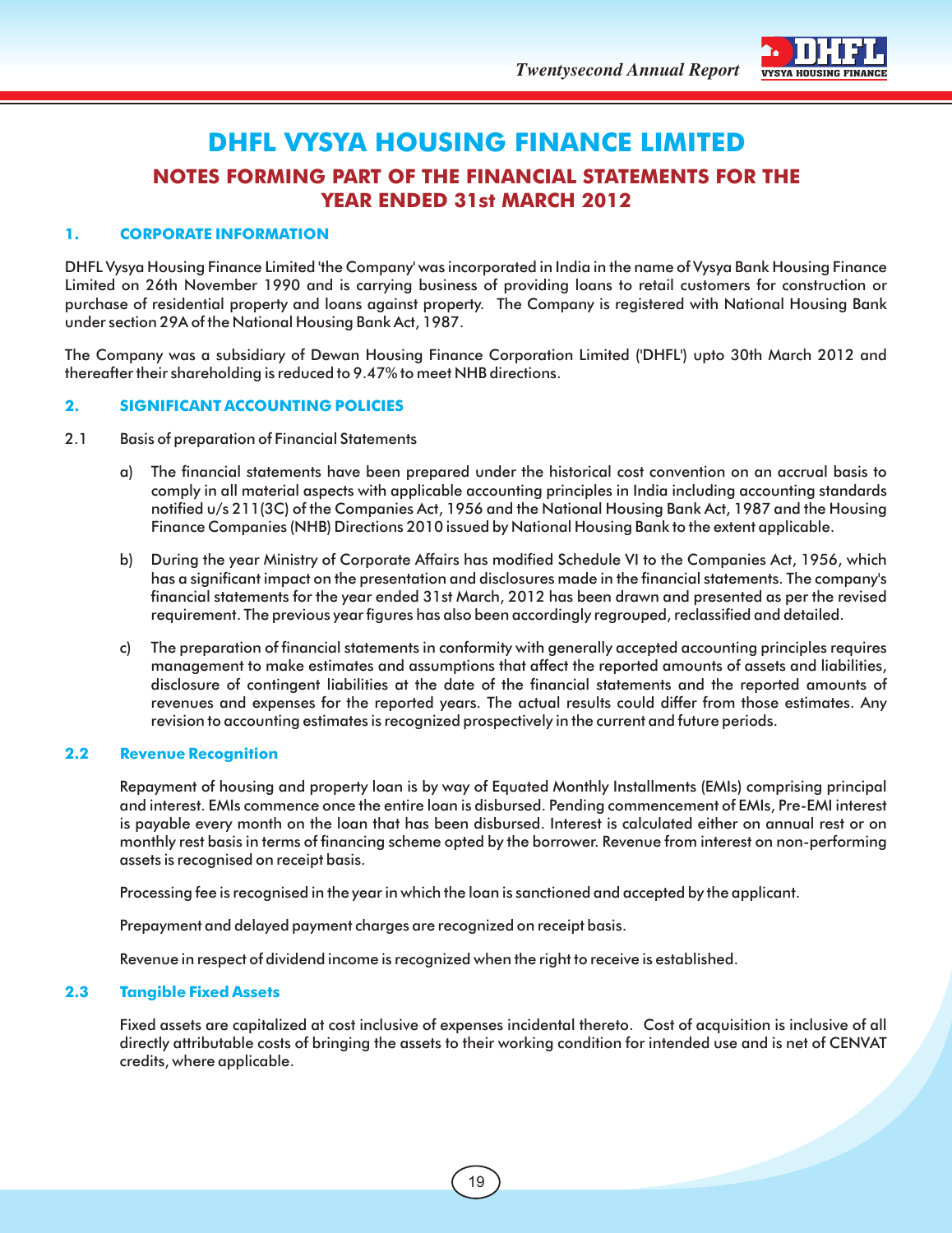# DHFL VYSYA HOUSING FINANCE LIMITED

## NOTES FORMING PART OF THE FINANCIAL STATEMENTS FOR THE YEAR ENDED 31st MARCH 2012

### 1. CORPORATE INFORMATION

DHFL Vysya Housing Finance Limited 'the Company' was incorporated in India in the name of Vysya Bank Housing Finance Limited on 26th November 1990 and is carrying business of providing loans to retail customers for construction or purchase of residential property and loans against property. The Company is registered with National Housing Bank under section 29A of the National Housing Bank Act, 1987.

The Company was a subsidiary of Dewan Housing Finance Corporation Limited ('DHFL') upto 30th March 2012 and thereafter their shareholding is reduced to 9.47% to meet NHB directions.

### 2. SIGNIFICANT ACCOUNTING POLICIES

2.1 Basis of preparation of Financial Statements

a) The financial statements have been prepared under the historical cost convention on an accrual basis to comply in all material aspects with applicable accounting principles in India including accounting standards notified u/s 211(3C) of the Companies Act, 1956 and the National Housing Bank Act, 1987 and the Housing Finance Companies (NHB) Directions 2010 issued by National Housing Bank to the extent applicable.

b) During the year Ministry of Corporate Affairs has modified Schedule VI to the Companies Act, 1956, which has a significant impact on the presentation and disclosures made in the financial statements. The company's financial statements for the year ended 31st March, 2012 has been drawn and presented as per the revised requirement. The previous year figures has also been accordingly regrouped, reclassified and detailed.

c) The preparation of financial statements in conformity with generally accepted accounting principles requires management to make estimates and assumptions that affect the reported amounts of assets and liabilities, disclosure of contingent liabilities at the date of the financial statements and the reported amounts of revenues and expenses for the reported years. The actual results could differ from those estimates. Any revision to accounting estimates is recognized prospectively in the current and future periods.

### 2.2 Revenue Recognition

Repayment of housing and property loan is by way of Equated Monthly Installments (EMIs) comprising principal and interest. EMIs commence once the entire loan is disbursed. Pending commencement of EMIs, Pre-EMI interest is payable every month on the loan that has been disbursed. Interest is calculated either on annual rest or on monthly rest basis in terms of financing scheme opted by the borrower. Revenue from interest on non-performing assets is recognised on receipt basis.

Processing fee is recognised in the year in which the loan is sanctioned and accepted by the applicant.

Prepayment and delayed payment charges are recognized on receipt basis.

Revenue in respect of dividend income is recognized when the right to receive is established.

### 2.3 Tangible Fixed Assets

Fixed assets are capitalized at cost inclusive of expenses incidental thereto. Cost of acquisition is inclusive of all directly attributable costs of bringing the assets to their working condition for intended use and is net of CENVAT credits, where applicable.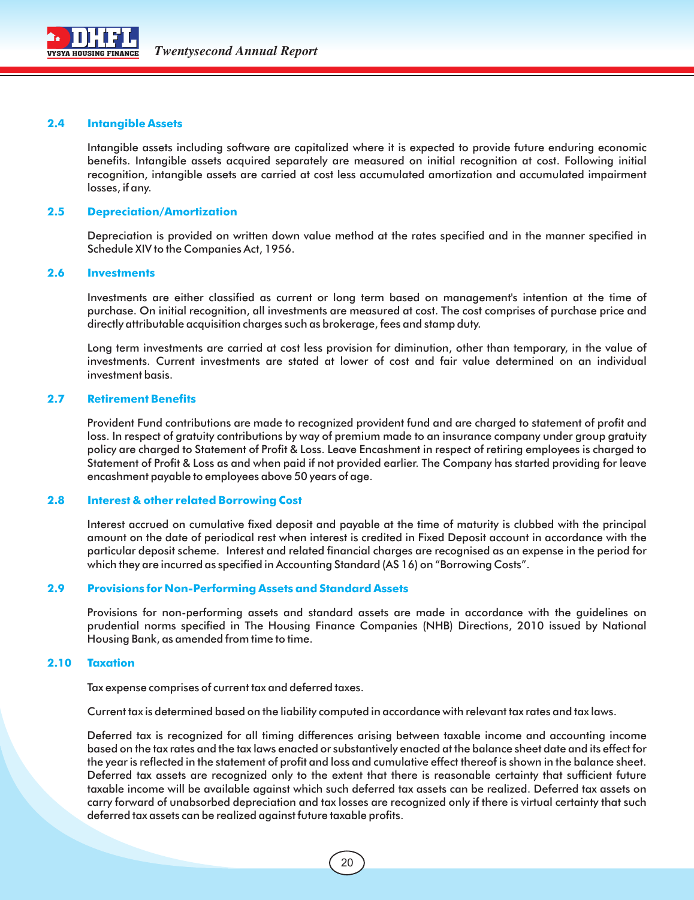### 2.4 Intangible Assets

Intangible assets including software are capitalized where it is expected to provide future enduring economic benefits. Intangible assets acquired separately are measured on initial recognition at cost. Following initial recognition, intangible assets are carried at cost less accumulated amortization and accumulated impairment losses, if any.

### 2.5 Depreciation/Amortization

Depreciation is provided on written down value method at the rates specified and in the manner specified in Schedule XIV to the Companies Act, 1956.

### 2.6 Investments

Investments are either classified as current or long term based on management's intention at the time of purchase. On initial recognition, all investments are measured at cost. The cost comprises of purchase price and directly attributable acquisition charges such as brokerage, fees and stamp duty.

Long term investments are carried at cost less provision for diminution, other than temporary, in the value of investments. Current investments are stated at lower of cost and fair value determined on an individual investment basis.

### 2.7 Retirement Benefits

Provident Fund contributions are made to recognized provident fund and are charged to statement of profit and loss. In respect of gratuity contributions by way of premium made to an insurance company under group gratuity policy are charged to Statement of Profit & Loss. Leave Encashment in respect of retiring employees is charged to Statement of Profit & Loss as and when paid if not provided earlier. The Company has started providing for leave encashment payable to employees above 50 years of age.

### 2.8 Interest & other related Borrowing Cost

Interest accrued on cumulative fixed deposit and payable at the time of maturity is clubbed with the principal amount on the date of periodical rest when interest is credited in Fixed Deposit account in accordance with the particular deposit scheme. Interest and related financial charges are recognised as an expense in the period for which they are incurred as specified in Accounting Standard (AS 16) on "Borrowing Costs".

### 2.9 Provisions for Non-Performing Assets and Standard Assets

Provisions for non-performing assets and standard assets are made in accordance with the guidelines on prudential norms specified in The Housing Finance Companies (NHB) Directions, 2010 issued by National Housing Bank, as amended from time to time.

### 2.10 Taxation

Tax expense comprises of current tax and deferred taxes.

Current tax is determined based on the liability computed in accordance with relevant tax rates and tax laws.

Deferred tax is recognized for all timing differences arising between taxable income and accounting income based on the tax rates and the tax laws enacted or substantively enacted at the balance sheet date and its effect for the year is reflected in the statement of profit and loss and cumulative effect thereof is shown in the balance sheet. Deferred tax assets are recognized only to the extent that there is reasonable certainty that sufficient future taxable income will be available against which such deferred tax assets can be realized. Deferred tax assets on carry forward of unabsorbed depreciation and tax losses are recognized only if there is virtual certainty that such deferred tax assets can be realized against future taxable profits.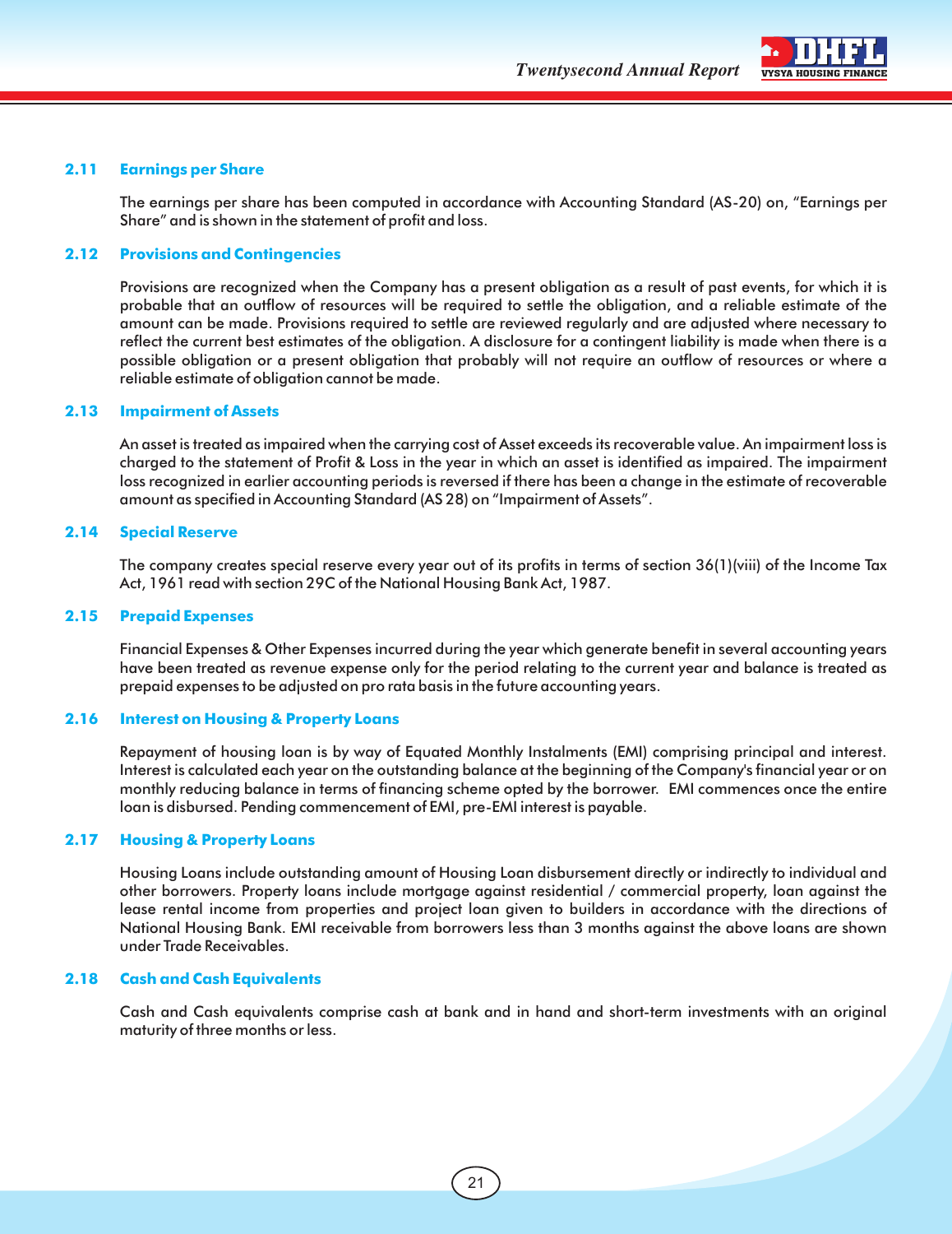### 2.11 Earnings per Share

The earnings per share has been computed in accordance with Accounting Standard (AS-20) on, "Earnings per Share" and is shown in the statement of profit and loss.

### 2.12 Provisions and Contingencies

Provisions are recognized when the Company has a present obligation as a result of past events, for which it is probable that an outflow of resources will be required to settle the obligation, and a reliable estimate of the amount can be made. Provisions required to settle are reviewed regularly and are adjusted where necessary to reflect the current best estimates of the obligation. A disclosure for a contingent liability is made when there is a possible obligation or a present obligation that probably will not require an outflow of resources or where a reliable estimate of obligation cannot be made.

### 2.13 Impairment of Assets

An asset is treated as impaired when the carrying cost of Asset exceeds its recoverable value. An impairment loss is charged to the statement of Profit & Loss in the year in which an asset is identified as impaired. The impairment loss recognized in earlier accounting periods is reversed if there has been a change in the estimate of recoverable amount as specified in Accounting Standard (AS 28) on "Impairment of Assets".

### 2.14 Special Reserve

The company creates special reserve every year out of its profits in terms of section 36(1)(viii) of the Income Tax Act, 1961 read with section 29C of the National Housing Bank Act, 1987.

### 2.15 Prepaid Expenses

Financial Expenses & Other Expenses incurred during the year which generate benefit in several accounting years have been treated as revenue expense only for the period relating to the current year and balance is treated as prepaid expenses to be adjusted on pro rata basis in the future accounting years.

### 2.16 Interest on Housing & Property Loans

Repayment of housing loan is by way of Equated Monthly Instalments (EMI) comprising principal and interest. Interest is calculated each year on the outstanding balance at the beginning of the Company's financial year or on monthly reducing balance in terms of financing scheme opted by the borrower. EMI commences once the entire loan is disbursed. Pending commencement of EMI, pre-EMI interest is payable.

### 2.17 Housing & Property Loans

Housing Loans include outstanding amount of Housing Loan disbursement directly or indirectly to individual and other borrowers. Property loans include mortgage against residential / commercial property, loan against the lease rental income from properties and project loan given to builders in accordance with the directions of National Housing Bank. EMI receivable from borrowers less than 3 months against the above loans are shown under Trade Receivables.

### 2.18 Cash and Cash Equivalents

Cash and Cash equivalents comprise cash at bank and in hand and short-term investments with an original maturity of three months or less.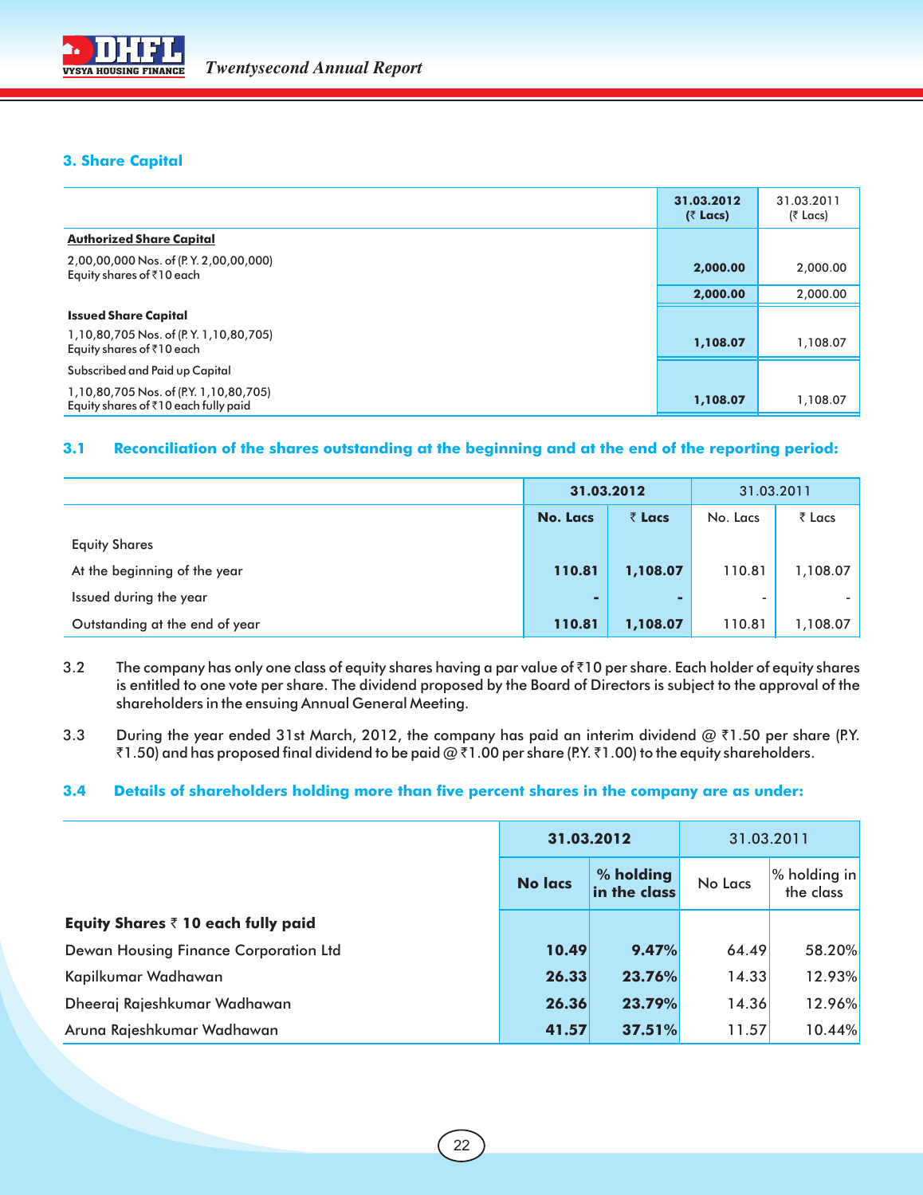## 3. Share Capital

| | 31.03.2012 (₹ Lacs) | 31.03.2011 (₹ Lacs) |
|---|---|---|
| **Authorized Share Capital** | | |
| 2,00,00,000 Nos. of (P. Y. 2,00,00,000) Equity shares of ₹10 each | **2,000.00** | 2,000.00 |
| | **2,000.00** | 2,000.00 |
| **Issued Share Capital** | | |
| 1,10,80,705 Nos. of (P. Y. 1,10,80,705) Equity shares of ₹10 each | **1,108.07** | 1,108.07 |
| Subscribed and Paid up Capital | | |
| 1,10,80,705 Nos. of (P.Y. 1,10,80,705) Equity shares of ₹10 each fully paid | **1,108.07** | 1,108.07 |

### 3.1 Reconciliation of the shares outstanding at the beginning and at the end of the reporting period:

| | 31.03.2012 | | 31.03.2011 | |
|---|---|---|---|---|
| | No. Lacs | ₹ Lacs | No. Lacs | ₹ Lacs |
| Equity Shares | | | | |
| At the beginning of the year | **110.81** | **1,108.07** | 110.81 | 1,108.07 |
| Issued during the year | **-** | **-** | - | - |
| Outstanding at the end of year | **110.81** | **1,108.07** | 110.81 | 1,108.07 |

3.2 The company has only one class of equity shares having a par value of ₹10 per share. Each holder of equity shares is entitled to one vote per share. The dividend proposed by the Board of Directors is subject to the approval of the shareholders in the ensuing Annual General Meeting.

3.3 During the year ended 31st March, 2012, the company has paid an interim dividend @ ₹1.50 per share (P.Y. ₹1.50) and has proposed final dividend to be paid @ ₹1.00 per share (P.Y. ₹1.00) to the equity shareholders.

### 3.4 Details of shareholders holding more than five percent shares in the company are as under:

| | 31.03.2012 | | 31.03.2011 | |
|---|---|---|---|---|
| | No lacs | % holding in the class | No Lacs | % holding in the class |
| **Equity Shares ₹ 10 each fully paid** | | | | |
| Dewan Housing Finance Corporation Ltd | **10.49** | **9.47%** | 64.49 | 58.20% |
| Kapilkumar Wadhawan | **26.33** | **23.76%** | 14.33 | 12.93% |
| Dheeraj Rajeshkumar Wadhawan | **26.36** | **23.79%** | 14.36 | 12.96% |
| Aruna Rajeshkumar Wadhawan | **41.57** | **37.51%** | 11.57 | 10.44% |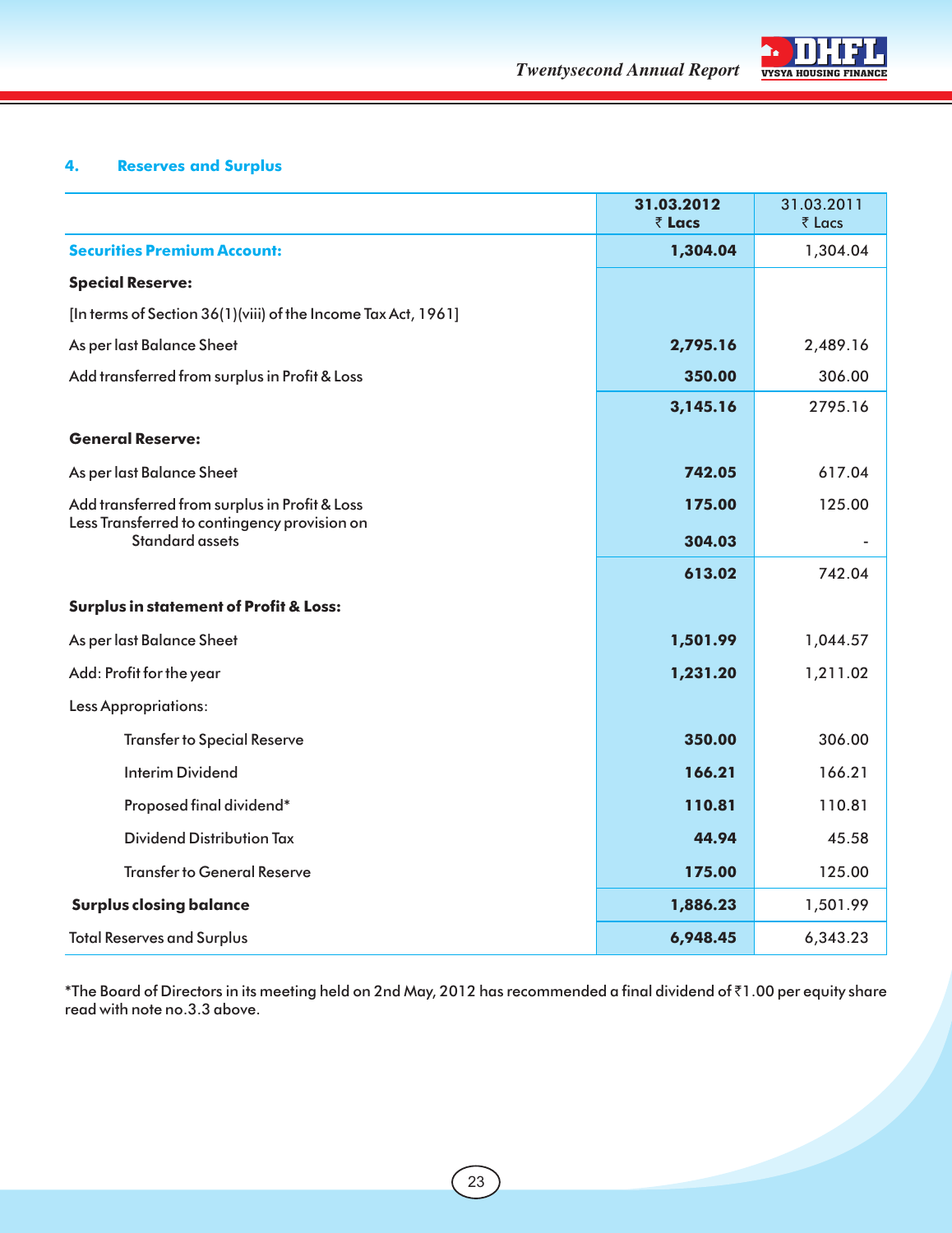## 4. Reserves and Surplus

| | 31.03.2012 ₹ Lacs | 31.03.2011 ₹ Lacs |
|---|---|---|
| **Securities Premium Account:** | **1,304.04** | 1,304.04 |
| **Special Reserve:** | | |
| [In terms of Section 36(1)(viii) of the Income Tax Act, 1961] | | |
| As per last Balance Sheet | **2,795.16** | 2,489.16 |
| Add transferred from surplus in Profit & Loss | **350.00** | 306.00 |
| | **3,145.16** | 2795.16 |
| **General Reserve:** | | |
| As per last Balance Sheet | **742.05** | 617.04 |
| Add transferred from surplus in Profit & Loss | **175.00** | 125.00 |
| Less Transferred to contingency provision on Standard assets | **304.03** | - |
| | **613.02** | 742.04 |
| **Surplus in statement of Profit & Loss:** | | |
| As per last Balance Sheet | **1,501.99** | 1,044.57 |
| Add: Profit for the year | **1,231.20** | 1,211.02 |
| Less Appropriations: | | |
| Transfer to Special Reserve | **350.00** | 306.00 |
| Interim Dividend | **166.21** | 166.21 |
| Proposed final dividend* | **110.81** | 110.81 |
| Dividend Distribution Tax | **44.94** | 45.58 |
| Transfer to General Reserve | **175.00** | 125.00 |
| **Surplus closing balance** | **1,886.23** | 1,501.99 |
| Total Reserves and Surplus | **6,948.45** | 6,343.23 |

*The Board of Directors in its meeting held on 2nd May, 2012 has recommended a final dividend of ₹1.00 per equity share read with note no.3.3 above.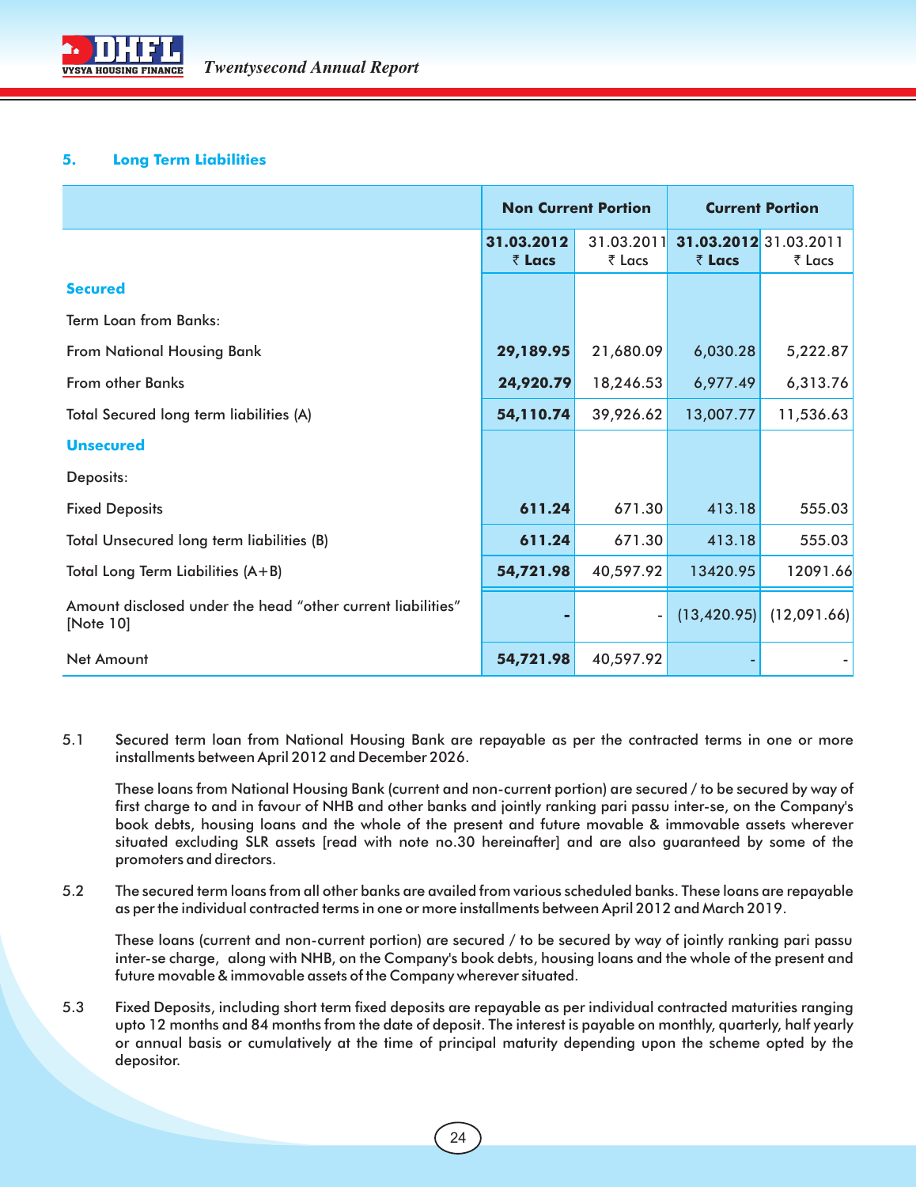### 5. Long Term Liabilities

| | Non Current Portion | | Current Portion | |
|---|---|---|---|---|
| | **31.03.2012 ₹ Lacs** | 31.03.2011 ₹ Lacs | **31.03.2012 ₹ Lacs** | 31.03.2011 ₹ Lacs |
| **Secured** | | | | |
| Term Loan from Banks: | | | | |
| From National Housing Bank | **29,189.95** | 21,680.09 | 6,030.28 | 5,222.87 |
| From other Banks | **24,920.79** | 18,246.53 | 6,977.49 | 6,313.76 |
| Total Secured long term liabilities (A) | **54,110.74** | 39,926.62 | 13,007.77 | 11,536.63 |
| **Unsecured** | | | | |
| Deposits: | | | | |
| Fixed Deposits | **611.24** | 671.30 | 413.18 | 555.03 |
| Total Unsecured long term liabilities (B) | **611.24** | 671.30 | 413.18 | 555.03 |
| Total Long Term Liabilities (A+B) | **54,721.98** | 40,597.92 | 13420.95 | 12091.66 |
| Amount disclosed under the head "other current liabilities" [Note 10] | **-** | - | (13,420.95) | (12,091.66) |
| Net Amount | **54,721.98** | 40,597.92 | - | - |

5.1 Secured term loan from National Housing Bank are repayable as per the contracted terms in one or more installments between April 2012 and December 2026.

These loans from National Housing Bank (current and non-current portion) are secured / to be secured by way of first charge to and in favour of NHB and other banks and jointly ranking pari passu inter-se, on the Company's book debts, housing loans and the whole of the present and future movable & immovable assets wherever situated excluding SLR assets [read with note no.30 hereinafter] and are also guaranteed by some of the promoters and directors.

5.2 The secured term loans from all other banks are availed from various scheduled banks. These loans are repayable as per the individual contracted terms in one or more installments between April 2012 and March 2019.

These loans (current and non-current portion) are secured / to be secured by way of jointly ranking pari passu inter-se charge, along with NHB, on the Company's book debts, housing loans and the whole of the present and future movable & immovable assets of the Company wherever situated.

5.3 Fixed Deposits, including short term fixed deposits are repayable as per individual contracted maturities ranging upto 12 months and 84 months from the date of deposit. The interest is payable on monthly, quarterly, half yearly or annual basis or cumulatively at the time of principal maturity depending upon the scheme opted by the depositor.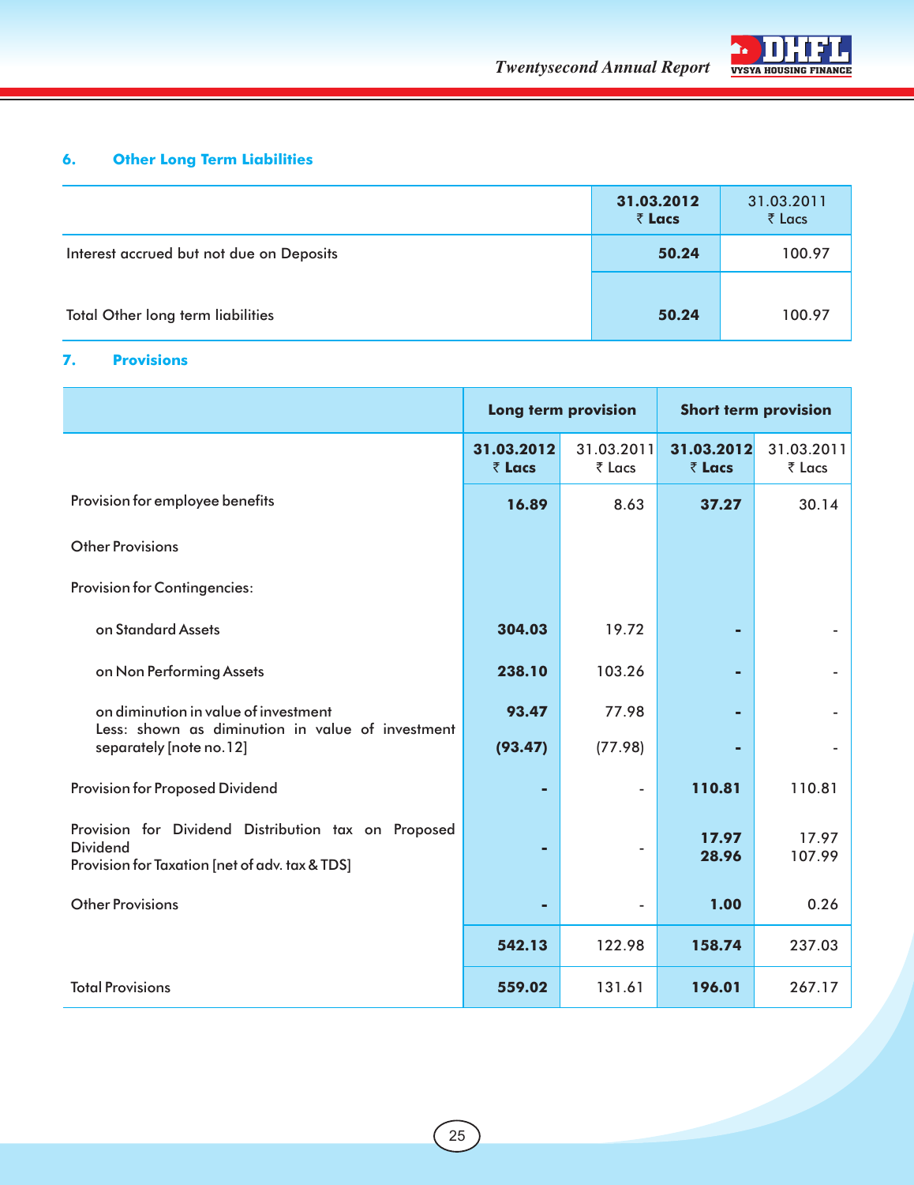### 6. Other Long Term Liabilities

| | **31.03.2012 ₹ Lacs** | 31.03.2011 ₹ Lacs |
|---|---|---|
| Interest accrued but not due on Deposits | **50.24** | 100.97 |
| Total Other long term liabilities | **50.24** | 100.97 |

### 7. Provisions

| | **Long term provision** | | **Short term provision** | |
|---|---|---|---|---|
| | **31.03.2012 ₹ Lacs** | 31.03.2011 ₹ Lacs | **31.03.2012 ₹ Lacs** | 31.03.2011 ₹ Lacs |
| Provision for employee benefits | **16.89** | 8.63 | **37.27** | 30.14 |
| Other Provisions | | | | |
| Provision for Contingencies: | | | | |
| on Standard Assets | **304.03** | 19.72 | **-** | - |
| on Non Performing Assets | **238.10** | 103.26 | **-** | - |
| on diminution in value of investment | **93.47** | 77.98 | **-** | - |
| Less: shown as diminution in value of investment separately [note no.12] | **(93.47)** | (77.98) | **-** | - |
| Provision for Proposed Dividend | **-** | - | **110.81** | 110.81 |
| Provision for Dividend Distribution tax on Proposed Dividend | **-** | - | **17.97** | 17.97 |
| Provision for Taxation [net of adv. tax & TDS] | | | **28.96** | 107.99 |
| Other Provisions | **-** | - | **1.00** | 0.26 |
| | **542.13** | 122.98 | **158.74** | 237.03 |
| Total Provisions | **559.02** | 131.61 | **196.01** | 267.17 |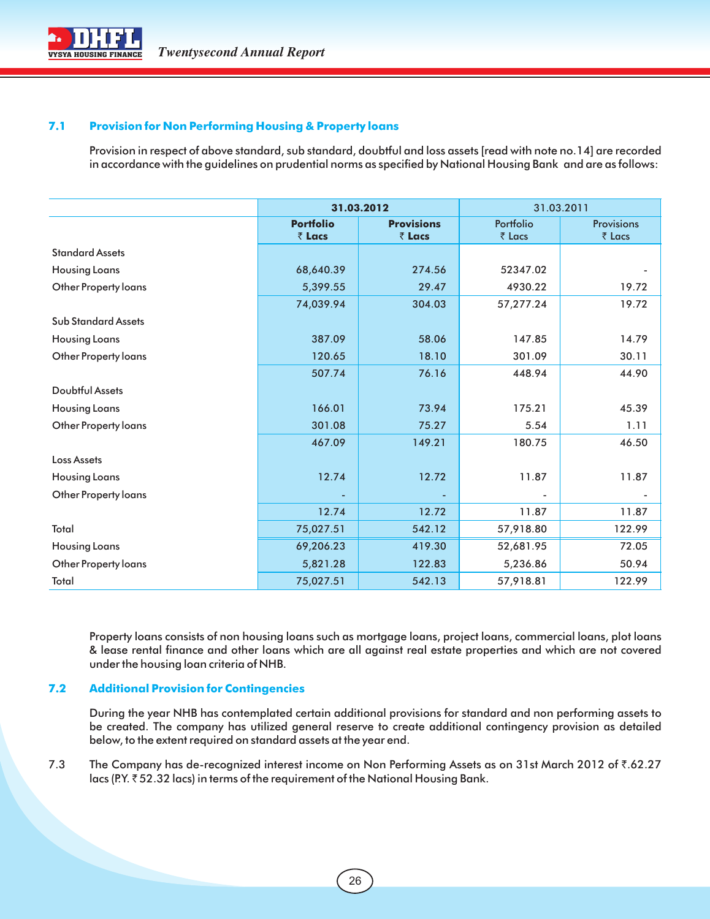### 7.1 Provision for Non Performing Housing & Property loans

Provision in respect of above standard, sub standard, doubtful and loss assets [read with note no.14] are recorded in accordance with the guidelines on prudential norms as specified by National Housing Bank and are as follows:

| | **31.03.2012** | | 31.03.2011 | |
|---|---|---|---|---|
| | **Portfolio ₹ Lacs** | **Provisions ₹ Lacs** | Portfolio ₹ Lacs | Provisions ₹ Lacs |
| Standard Assets | | | | |
| Housing Loans | 68,640.39 | 274.56 | 52347.02 | - |
| Other Property loans | 5,399.55 | 29.47 | 4930.22 | 19.72 |
| | 74,039.94 | 304.03 | 57,277.24 | 19.72 |
| Sub Standard Assets | | | | |
| Housing Loans | 387.09 | 58.06 | 147.85 | 14.79 |
| Other Property loans | 120.65 | 18.10 | 301.09 | 30.11 |
| | 507.74 | 76.16 | 448.94 | 44.90 |
| Doubtful Assets | | | | |
| Housing Loans | 166.01 | 73.94 | 175.21 | 45.39 |
| Other Property loans | 301.08 | 75.27 | 5.54 | 1.11 |
| | 467.09 | 149.21 | 180.75 | 46.50 |
| Loss Assets | | | | |
| Housing Loans | 12.74 | 12.72 | 11.87 | 11.87 |
| Other Property loans | - | - | - | - |
| | 12.74 | 12.72 | 11.87 | 11.87 |
| Total | 75,027.51 | 542.12 | 57,918.80 | 122.99 |
| Housing Loans | 69,206.23 | 419.30 | 52,681.95 | 72.05 |
| Other Property loans | 5,821.28 | 122.83 | 5,236.86 | 50.94 |
| Total | 75,027.51 | 542.13 | 57,918.81 | 122.99 |

Property loans consists of non housing loans such as mortgage loans, project loans, commercial loans, plot loans & lease rental finance and other loans which are all against real estate properties and which are not covered under the housing loan criteria of NHB.

### 7.2 Additional Provision for Contingencies

During the year NHB has contemplated certain additional provisions for standard and non performing assets to be created. The company has utilized general reserve to create additional contingency provision as detailed below, to the extent required on standard assets at the year end.

7.3 The Company has de-recognized interest income on Non Performing Assets as on 31st March 2012 of ₹.62.27 lacs (P.Y. ₹ 52.32 lacs) in terms of the requirement of the National Housing Bank.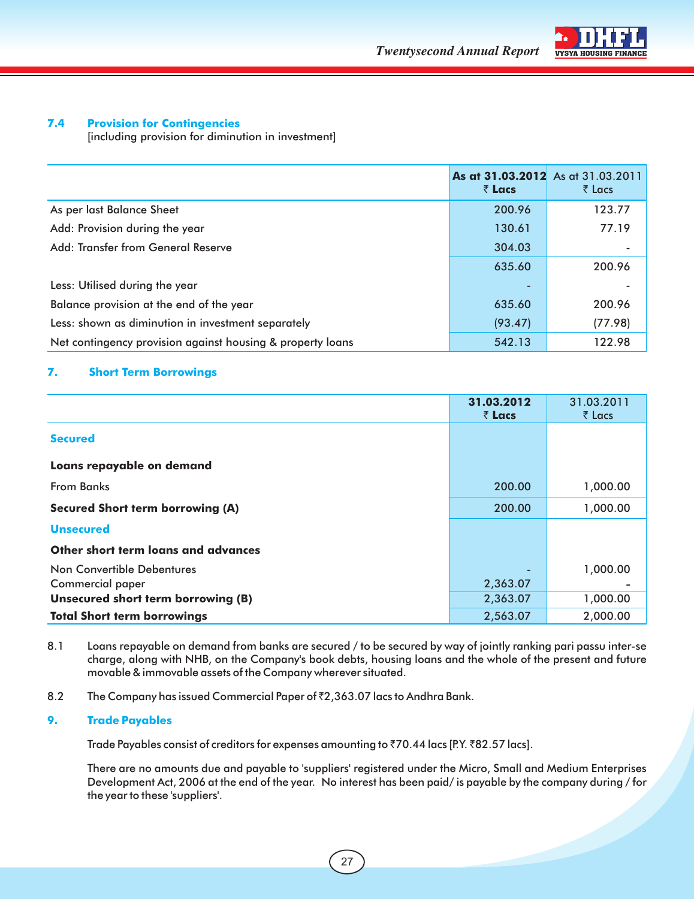### 7.4 Provision for Contingencies

[including provision for diminution in investment]

| | **As at 31.03.2012 ₹ Lacs** | As at 31.03.2011 ₹ Lacs |
|---|---|---|
| As per last Balance Sheet | 200.96 | 123.77 |
| Add: Provision during the year | 130.61 | 77.19 |
| Add: Transfer from General Reserve | 304.03 | - |
| | 635.60 | 200.96 |
| Less: Utilised during the year | - | - |
| Balance provision at the end of the year | 635.60 | 200.96 |
| Less: shown as diminution in investment separately | (93.47) | (77.98) |
| Net contingency provision against housing & property loans | 542.13 | 122.98 |

### 7. Short Term Borrowings

| | **31.03.2012 ₹ Lacs** | 31.03.2011 ₹ Lacs |
|---|---|---|
| **Secured** | | |
| **Loans repayable on demand** | | |
| From Banks | 200.00 | 1,000.00 |
| **Secured Short term borrowing (A)** | 200.00 | 1,000.00 |
| **Unsecured** | | |
| **Other short term loans and advances** | | |
| Non Convertible Debentures | - | 1,000.00 |
| Commercial paper | 2,363.07 | - |
| **Unsecured short term borrowing (B)** | 2,363.07 | 1,000.00 |
| **Total Short term borrowings** | 2,563.07 | 2,000.00 |

8.1 Loans repayable on demand from banks are secured / to be secured by way of jointly ranking pari passu inter-se charge, along with NHB, on the Company's book debts, housing loans and the whole of the present and future movable & immovable assets of the Company wherever situated.

8.2 The Company has issued Commercial Paper of ₹2,363.07 lacs to Andhra Bank.

### 9. Trade Payables

Trade Payables consist of creditors for expenses amounting to ₹70.44 lacs [P.Y. ₹82.57 lacs].

There are no amounts due and payable to 'suppliers' registered under the Micro, Small and Medium Enterprises Development Act, 2006 at the end of the year. No interest has been paid/ is payable by the company during / for the year to these 'suppliers'.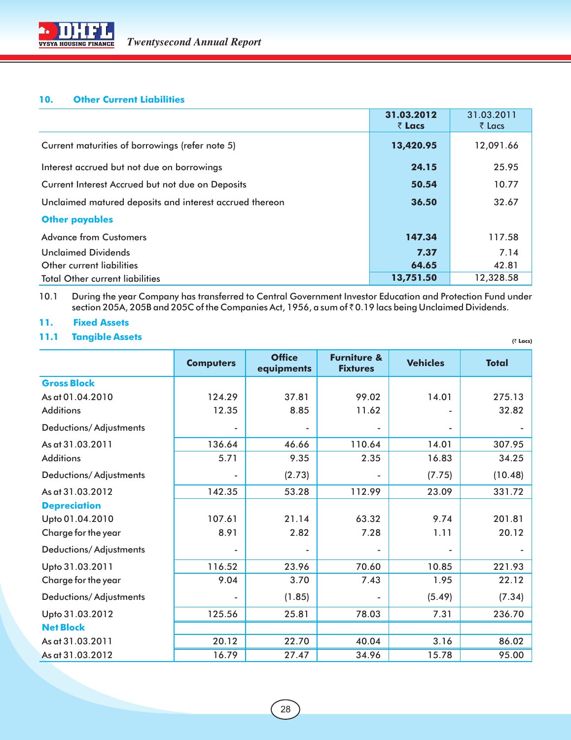## 10. Other Current Liabilities

| | 31.03.2012 ₹ Lacs | 31.03.2011 ₹ Lacs |
|---|---|---|
| Current maturities of borrowings (refer note 5) | **13,420.95** | 12,091.66 |
| Interest accrued but not due on borrowings | **24.15** | 25.95 |
| Current Interest Accrued but not due on Deposits | **50.54** | 10.77 |
| Unclaimed matured deposits and interest accrued thereon | **36.50** | 32.67 |
| **Other payables** | | |
| Advance from Customers | **147.34** | 117.58 |
| Unclaimed Dividends | **7.37** | 7.14 |
| Other current liabilities | **64.65** | 42.81 |
| Total Other current liabilities | **13,751.50** | 12,328.58 |

10.1 During the year Company has transferred to Central Government Investor Education and Protection Fund under section 205A, 205B and 205C of the Companies Act, 1956, a sum of ₹ 0.19 lacs being Unclaimed Dividends.

## 11. Fixed Assets

### 11.1 Tangible Assets

(₹ Lacs)

| | Computers | Office equipments | Furniture & Fixtures | Vehicles | Total |
|---|---|---|---|---|---|
| **Gross Block** | | | | | |
| As at 01.04.2010 | 124.29 | 37.81 | 99.02 | 14.01 | 275.13 |
| Additions | 12.35 | 8.85 | 11.62 | - | 32.82 |
| Deductions/ Adjustments | - | - | - | - | - |
| As at 31.03.2011 | 136.64 | 46.66 | 110.64 | 14.01 | 307.95 |
| Additions | 5.71 | 9.35 | 2.35 | 16.83 | 34.25 |
| Deductions/ Adjustments | - | (2.73) | - | (7.75) | (10.48) |
| As at 31.03.2012 | 142.35 | 53.28 | 112.99 | 23.09 | 331.72 |
| **Depreciation** | | | | | |
| Upto 01.04.2010 | 107.61 | 21.14 | 63.32 | 9.74 | 201.81 |
| Charge for the year | 8.91 | 2.82 | 7.28 | 1.11 | 20.12 |
| Deductions/ Adjustments | - | - | - | - | - |
| Upto 31.03.2011 | 116.52 | 23.96 | 70.60 | 10.85 | 221.93 |
| Charge for the year | 9.04 | 3.70 | 7.43 | 1.95 | 22.12 |
| Deductions/ Adjustments | - | (1.85) | - | (5.49) | (7.34) |
| Upto 31.03.2012 | 125.56 | 25.81 | 78.03 | 7.31 | 236.70 |
| **Net Block** | | | | | |
| As at 31.03.2011 | 20.12 | 22.70 | 40.04 | 3.16 | 86.02 |
| As at 31.03.2012 | 16.79 | 27.47 | 34.96 | 15.78 | 95.00 |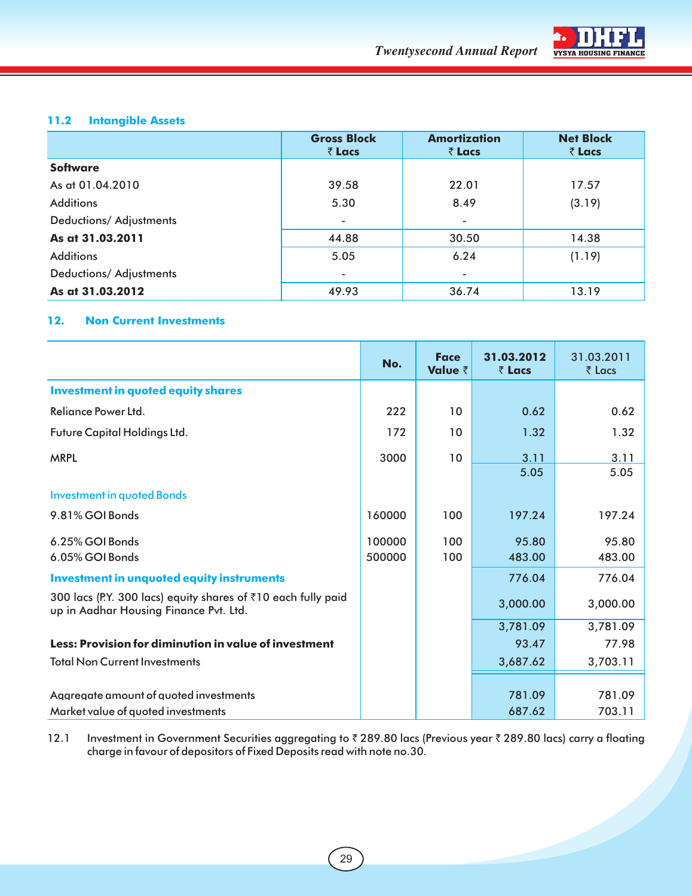### 11.2 Intangible Assets

| | Gross Block ₹ Lacs | Amortization ₹ Lacs | Net Block ₹ Lacs |
|---|---|---|---|
| **Software** | | | |
| As at 01.04.2010 | 39.58 | 22.01 | 17.57 |
| Additions | 5.30 | 8.49 | (3.19) |
| Deductions/ Adjustments | - | - | |
| **As at 31.03.2011** | 44.88 | 30.50 | 14.38 |
| Additions | 5.05 | 6.24 | (1.19) |
| Deductions/ Adjustments | - | - | |
| **As at 31.03.2012** | 49.93 | 36.74 | 13.19 |

## 12. Non Current Investments

| | No. | Face Value ₹ | 31.03.2012 ₹ Lacs | 31.03.2011 ₹ Lacs |
|---|---|---|---|---|
| **Investment in quoted equity shares** | | | | |
| Reliance Power Ltd. | 222 | 10 | 0.62 | 0.62 |
| Future Capital Holdings Ltd. | 172 | 10 | 1.32 | 1.32 |
| MRPL | 3000 | 10 | 3.11 | 3.11 |
| | | | 5.05 | 5.05 |
| Investment in quoted Bonds | | | | |
| 9.81% GOI Bonds | 160000 | 100 | 197.24 | 197.24 |
| 6.25% GOI Bonds | 100000 | 100 | 95.80 | 95.80 |
| 6.05% GOI Bonds | 500000 | 100 | 483.00 | 483.00 |
| **Investment in unquoted equity instruments** | | | 776.04 | 776.04 |
| 300 lacs (P.Y. 300 lacs) equity shares of ₹10 each fully paid up in Aadhar Housing Finance Pvt. Ltd. | | | 3,000.00 | 3,000.00 |
| | | | 3,781.09 | 3,781.09 |
| **Less: Provision for diminution in value of investment** | | | 93.47 | 77.98 |
| Total Non Current Investments | | | 3,687.62 | 3,703.11 |
| Aggregate amount of quoted investments | | | 781.09 | 781.09 |
| Market value of quoted investments | | | 687.62 | 703.11 |

12.1 Investment in Government Securities aggregating to ₹ 289.80 lacs (Previous year ₹ 289.80 lacs) carry a floating charge in favour of depositors of Fixed Deposits read with note no.30.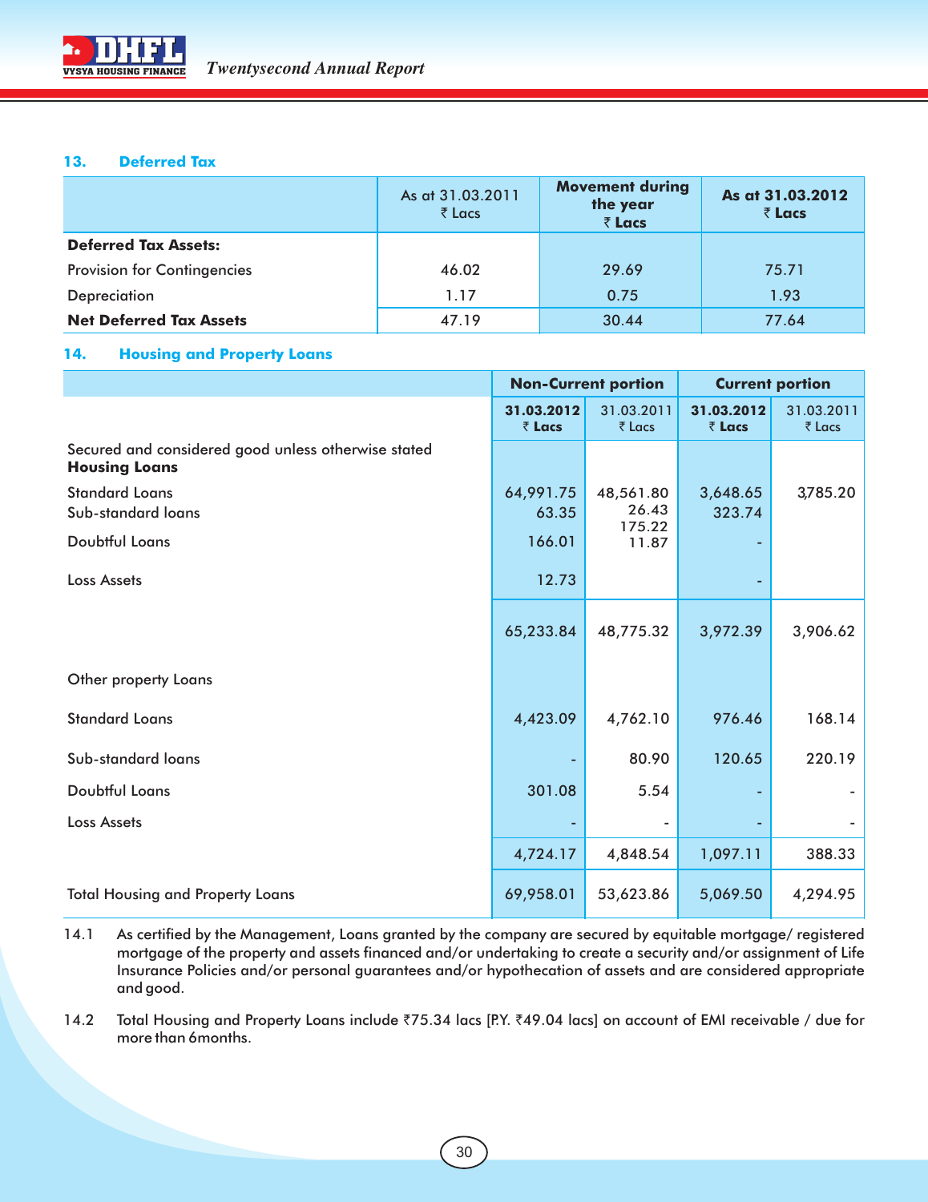### 13. Deferred Tax

| | As at 31.03.2011 ₹ Lacs | Movement during the year ₹ Lacs | As at 31.03.2012 ₹ Lacs |
|---|---|---|---|
| **Deferred Tax Assets:** | | | |
| Provision for Contingencies | 46.02 | 29.69 | 75.71 |
| Depreciation | 1.17 | 0.75 | 1.93 |
| **Net Deferred Tax Assets** | 47.19 | 30.44 | 77.64 |

### 14. Housing and Property Loans

| | Non-Current portion | | Current portion | |
|---|---|---|---|---|
| | **31.03.2012 ₹ Lacs** | 31.03.2011 ₹ Lacs | **31.03.2012 ₹ Lacs** | 31.03.2011 ₹ Lacs |
| Secured and considered good unless otherwise stated **Housing Loans** | | | | |
| Standard Loans | 64,991.75 | 48,561.80 | 3,648.65 | 3,785.20 |
| Sub-standard loans | 63.35 | 26.43 175.22 | 323.74 | |
| Doubtful Loans | 166.01 | 11.87 | - | |
| Loss Assets | 12.73 | | - | |
| | 65,233.84 | 48,775.32 | 3,972.39 | 3,906.62 |
| Other property Loans | | | | |
| Standard Loans | 4,423.09 | 4,762.10 | 976.46 | 168.14 |
| Sub-standard loans | - | 80.90 | 120.65 | 220.19 |
| Doubtful Loans | 301.08 | 5.54 | - | - |
| Loss Assets | - | - | - | - |
| | 4,724.17 | 4,848.54 | 1,097.11 | 388.33 |
| Total Housing and Property Loans | 69,958.01 | 53,623.86 | 5,069.50 | 4,294.95 |

14.1 As certified by the Management, Loans granted by the company are secured by equitable mortgage/ registered mortgage of the property and assets financed and/or undertaking to create a security and/or assignment of Life Insurance Policies and/or personal guarantees and/or hypothecation of assets and are considered appropriate and good.

14.2 Total Housing and Property Loans include ₹75.34 lacs [P.Y. ₹49.04 lacs] on account of EMI receivable / due for more than 6months.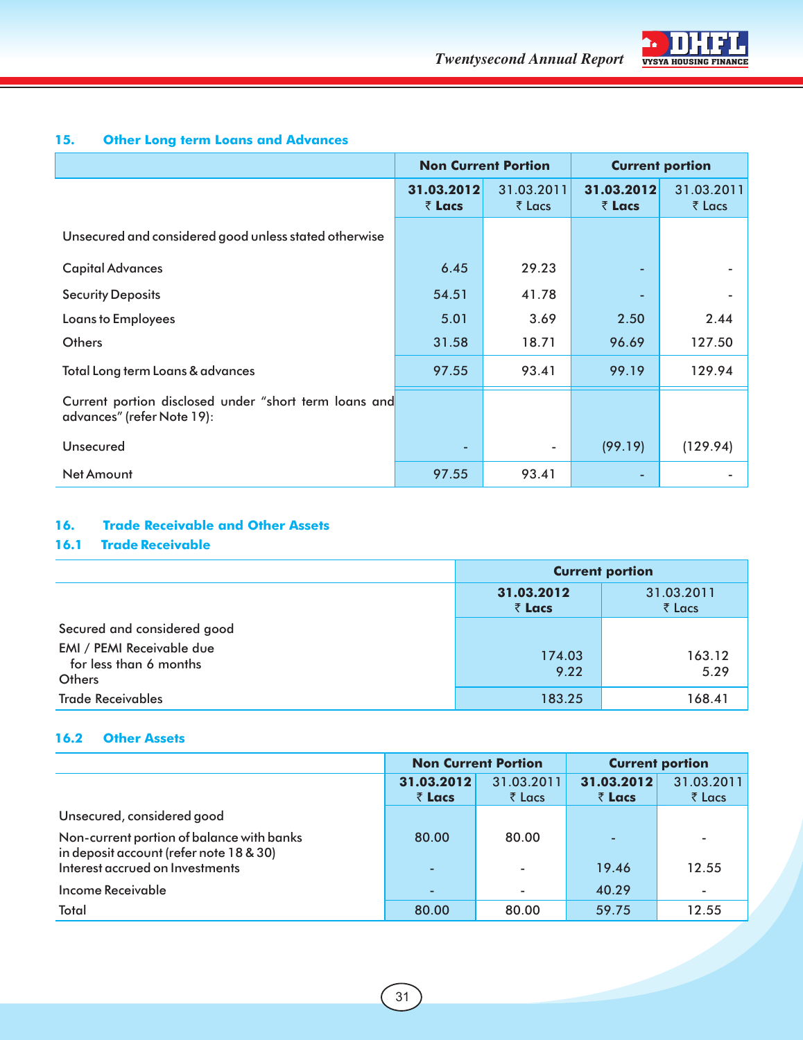## 15. Other Long term Loans and Advances

| | Non Current Portion | | Current portion | |
|---|---|---|---|---|
| | **31.03.2012 ₹ Lacs** | 31.03.2011 ₹ Lacs | **31.03.2012 ₹ Lacs** | 31.03.2011 ₹ Lacs |
| Unsecured and considered good unless stated otherwise | | | | |
| Capital Advances | 6.45 | 29.23 | - | - |
| Security Deposits | 54.51 | 41.78 | - | - |
| Loans to Employees | 5.01 | 3.69 | 2.50 | 2.44 |
| Others | 31.58 | 18.71 | 96.69 | 127.50 |
| Total Long term Loans & advances | 97.55 | 93.41 | 99.19 | 129.94 |
| Current portion disclosed under "short term loans and advances" (refer Note 19): | | | | |
| Unsecured | - | - | (99.19) | (129.94) |
| Net Amount | 97.55 | 93.41 | - | - |

## 16. Trade Receivable and Other Assets

### 16.1 Trade Receivable

| | Current portion | |
|---|---|---|
| | **31.03.2012 ₹ Lacs** | 31.03.2011 ₹ Lacs |
| Secured and considered good | | |
| EMI / PEMI Receivable due for less than 6 months | 174.03 | 163.12 |
| Others | 9.22 | 5.29 |
| Trade Receivables | 183.25 | 168.41 |

### 16.2 Other Assets

| | Non Current Portion | | Current portion | |
|---|---|---|---|---|
| | **31.03.2012 ₹ Lacs** | 31.03.2011 ₹ Lacs | **31.03.2012 ₹ Lacs** | 31.03.2011 ₹ Lacs |
| Unsecured, considered good | | | | |
| Non-current portion of balance with banks in deposit account (refer note 18 & 30) | 80.00 | 80.00 | - | - |
| Interest accrued on Investments | - | - | 19.46 | 12.55 |
| Income Receivable | - | - | 40.29 | - |
| Total | 80.00 | 80.00 | 59.75 | 12.55 |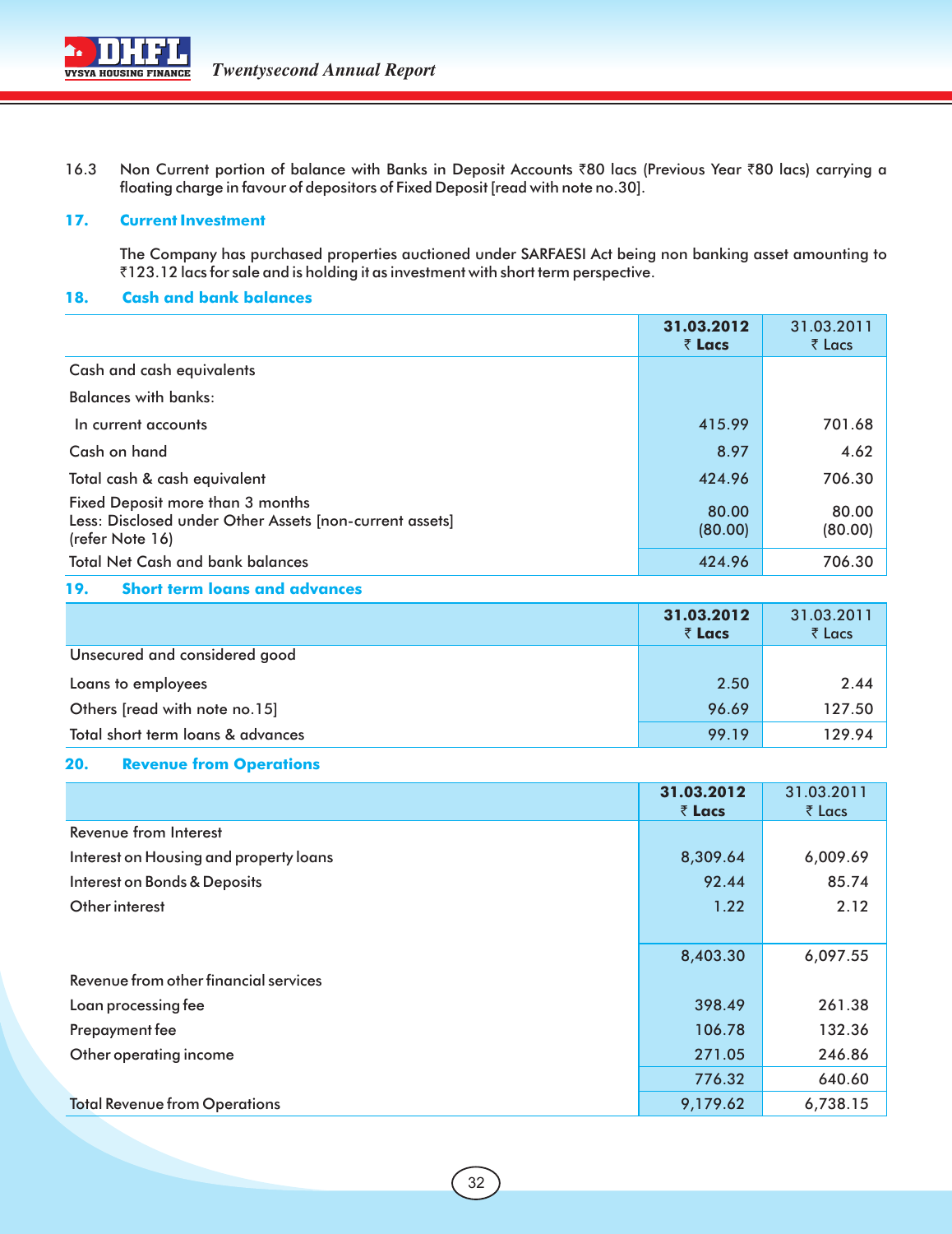16.3 Non Current portion of balance with Banks in Deposit Accounts ₹80 lacs (Previous Year ₹80 lacs) carrying a floating charge in favour of depositors of Fixed Deposit [read with note no.30].

## 17. Current Investment

The Company has purchased properties auctioned under SARFAESI Act being non banking asset amounting to ₹123.12 lacs for sale and is holding it as investment with short term perspective.

## 18. Cash and bank balances

| | **31.03.2012 ₹ Lacs** | 31.03.2011 ₹ Lacs |
|---|---|---|
| Cash and cash equivalents | | |
| Balances with banks: | | |
| In current accounts | 415.99 | 701.68 |
| Cash on hand | 8.97 | 4.62 |
| Total cash & cash equivalent | 424.96 | 706.30 |
| Fixed Deposit more than 3 months | 80.00 | 80.00 |
| Less: Disclosed under Other Assets [non-current assets] (refer Note 16) | (80.00) | (80.00) |
| Total Net Cash and bank balances | 424.96 | 706.30 |

## 19. Short term loans and advances

| | **31.03.2012 ₹ Lacs** | 31.03.2011 ₹ Lacs |
|---|---|---|
| Unsecured and considered good | | |
| Loans to employees | 2.50 | 2.44 |
| Others [read with note no.15] | 96.69 | 127.50 |
| Total short term loans & advances | 99.19 | 129.94 |

## 20. Revenue from Operations

| | **31.03.2012 ₹ Lacs** | 31.03.2011 ₹ Lacs |
|---|---|---|
| Revenue from Interest | | |
| Interest on Housing and property loans | 8,309.64 | 6,009.69 |
| Interest on Bonds & Deposits | 92.44 | 85.74 |
| Other interest | 1.22 | 2.12 |
| | 8,403.30 | 6,097.55 |
| Revenue from other financial services | | |
| Loan processing fee | 398.49 | 261.38 |
| Prepayment fee | 106.78 | 132.36 |
| Other operating income | 271.05 | 246.86 |
| | 776.32 | 640.60 |
| Total Revenue from Operations | 9,179.62 | 6,738.15 |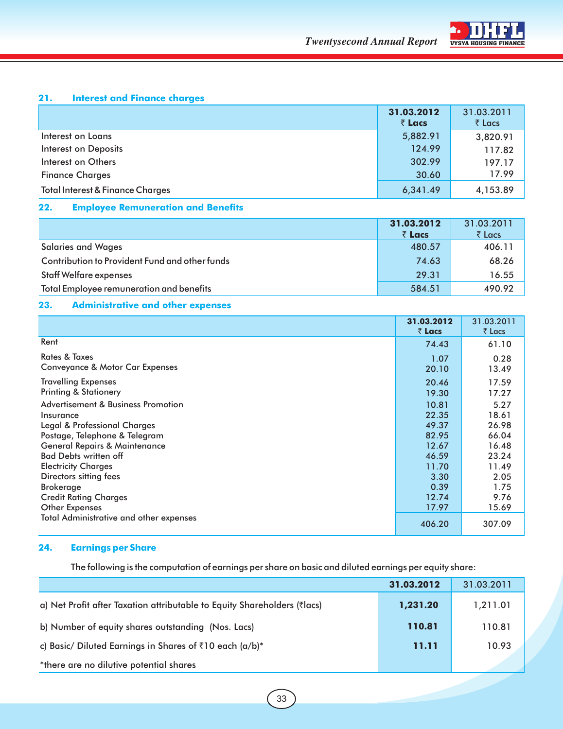## 21. Interest and Finance charges

| | **31.03.2012 ₹ Lacs** | 31.03.2011 ₹ Lacs |
|---|---|---|
| Interest on Loans | 5,882.91 | 3,820.91 |
| Interest on Deposits | 124.99 | 117.82 |
| Interest on Others | 302.99 | 197.17 |
| Finance Charges | 30.60 | 17.99 |
| Total Interest & Finance Charges | 6,341.49 | 4,153.89 |

## 22. Employee Remuneration and Benefits

| | **31.03.2012 ₹ Lacs** | 31.03.2011 ₹ Lacs |
|---|---|---|
| Salaries and Wages | 480.57 | 406.11 |
| Contribution to Provident Fund and other funds | 74.63 | 68.26 |
| Staff Welfare expenses | 29.31 | 16.55 |
| Total Employee remuneration and benefits | 584.51 | 490.92 |

## 23. Administrative and other expenses

| | **31.03.2012 ₹ Lacs** | 31.03.2011 ₹ Lacs |
|---|---|---|
| Rent | 74.43 | 61.10 |
| Rates & Taxes | 1.07 | 0.28 |
| Conveyance & Motor Car Expenses | 20.10 | 13.49 |
| Travelling Expenses | 20.46 | 17.59 |
| Printing & Stationery | 19.30 | 17.27 |
| Advertisement & Business Promotion | 10.81 | 5.27 |
| Insurance | 22.35 | 18.61 |
| Legal & Professional Charges | 49.37 | 26.98 |
| Postage, Telephone & Telegram | 82.95 | 66.04 |
| General Repairs & Maintenance | 12.67 | 16.48 |
| Bad Debts written off | 46.59 | 23.24 |
| Electricity Charges | 11.70 | 11.49 |
| Directors sitting fees | 3.30 | 2.05 |
| Brokerage | 0.39 | 1.75 |
| Credit Rating Charges | 12.74 | 9.76 |
| Other Expenses | 17.97 | 15.69 |
| Total Administrative and other expenses | 406.20 | 307.09 |

## 24. Earnings per Share

The following is the computation of earnings per share on basic and diluted earnings per equity share:

| | **31.03.2012** | 31.03.2011 |
|---|---|---|
| a) Net Profit after Taxation attributable to Equity Shareholders (₹lacs) | **1,231.20** | 1,211.01 |
| b) Number of equity shares outstanding (Nos. Lacs) | **110.81** | 110.81 |
| c) Basic/ Diluted Earnings in Shares of ₹10 each (a/b)* | **11.11** | 10.93 |
| *there are no dilutive potential shares | | |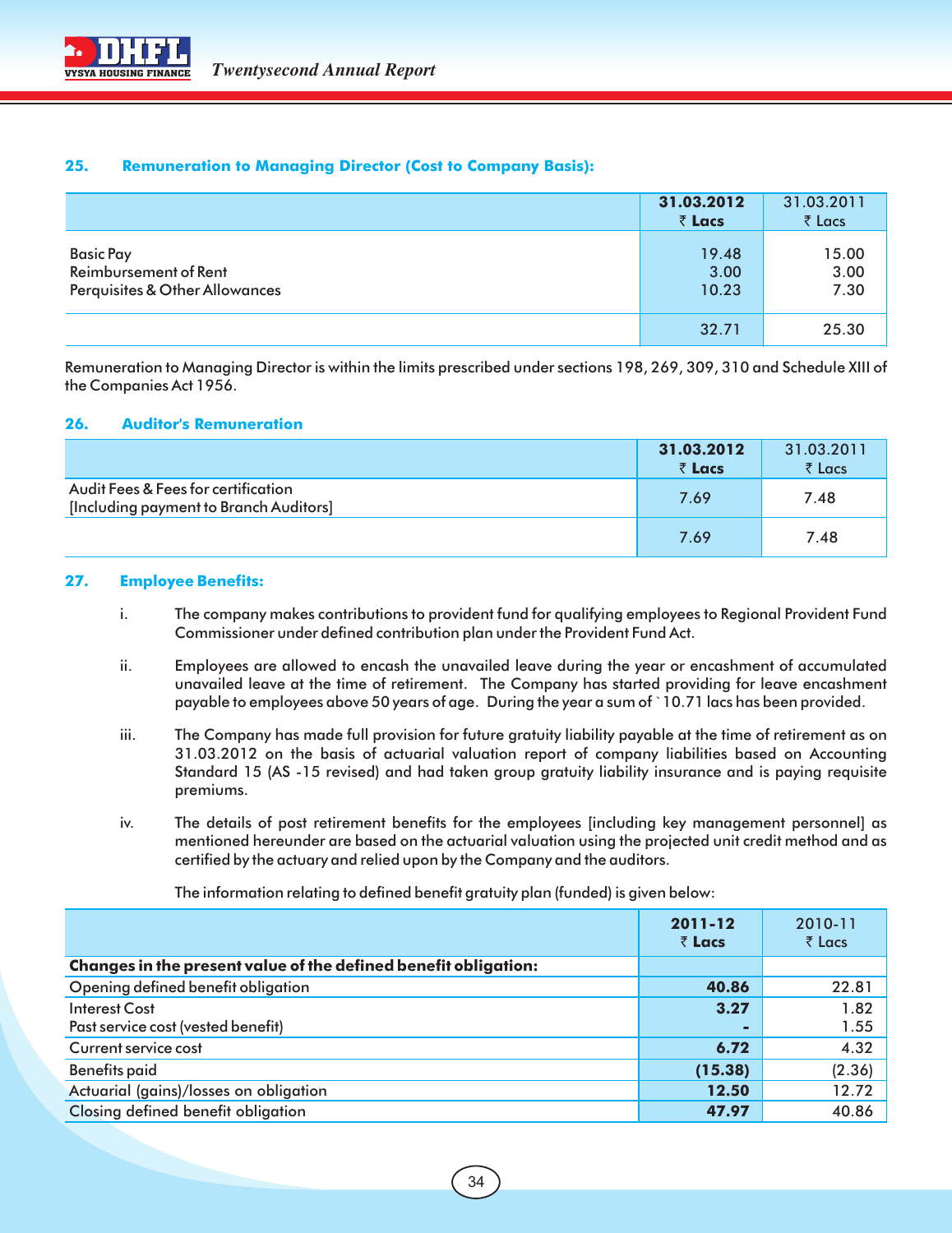### 25. Remuneration to Managing Director (Cost to Company Basis):

| | **31.03.2012 ₹ Lacs** | 31.03.2011 ₹ Lacs |
|---|---|---|
| Basic Pay | 19.48 | 15.00 |
| Reimbursement of Rent | 3.00 | 3.00 |
| Perquisites & Other Allowances | 10.23 | 7.30 |
| | 32.71 | 25.30 |

Remuneration to Managing Director is within the limits prescribed under sections 198, 269, 309, 310 and Schedule XIII of the Companies Act 1956.

### 26. Auditor's Remuneration

| | **31.03.2012 ₹ Lacs** | 31.03.2011 ₹ Lacs |
|---|---|---|
| Audit Fees & Fees for certification [Including payment to Branch Auditors] | 7.69 | 7.48 |
| | 7.69 | 7.48 |

### 27. Employee Benefits:

i. The company makes contributions to provident fund for qualifying employees to Regional Provident Fund Commissioner under defined contribution plan under the Provident Fund Act.

ii. Employees are allowed to encash the unavailed leave during the year or encashment of accumulated unavailed leave at the time of retirement. The Company has started providing for leave encashment payable to employees above 50 years of age. During the year a sum of ` 10.71 lacs has been provided.

iii. The Company has made full provision for future gratuity liability payable at the time of retirement as on 31.03.2012 on the basis of actuarial valuation report of company liabilities based on Accounting Standard 15 (AS -15 revised) and had taken group gratuity liability insurance and is paying requisite premiums.

iv. The details of post retirement benefits for the employees [including key management personnel] as mentioned hereunder are based on the actuarial valuation using the projected unit credit method and as certified by the actuary and relied upon by the Company and the auditors.

The information relating to defined benefit gratuity plan (funded) is given below:

| | **2011-12 ₹ Lacs** | 2010-11 ₹ Lacs |
|---|---|---|
| **Changes in the present value of the defined benefit obligation:** | | |
| Opening defined benefit obligation | **40.86** | 22.81 |
| Interest Cost | **3.27** | 1.82 |
| Past service cost (vested benefit) | **-** | 1.55 |
| Current service cost | **6.72** | 4.32 |
| Benefits paid | **(15.38)** | (2.36) |
| Actuarial (gains)/losses on obligation | **12.50** | 12.72 |
| Closing defined benefit obligation | **47.97** | 40.86 |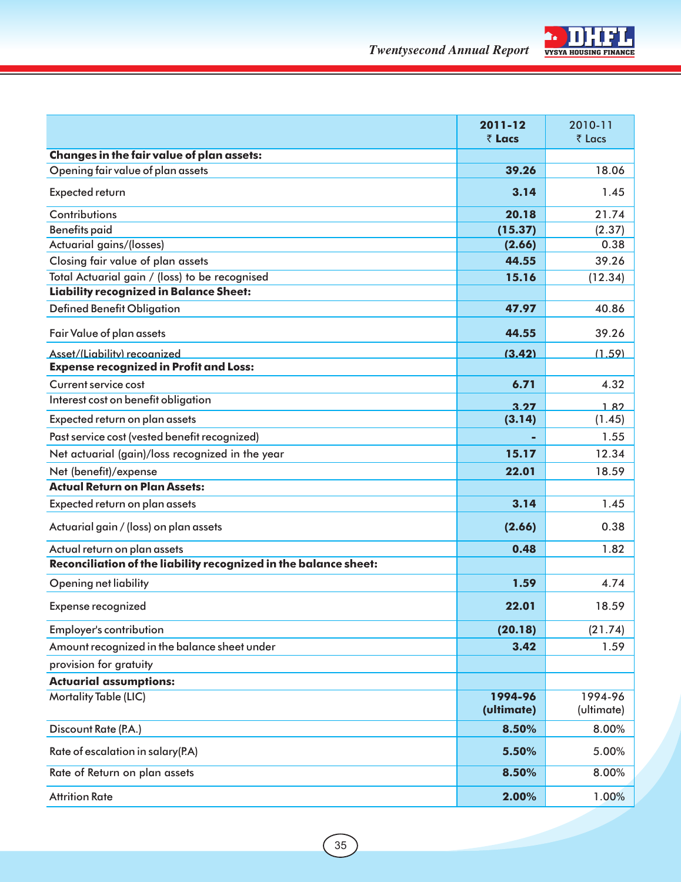| | 2011-12 ₹ Lacs | 2010-11 ₹ Lacs |
|---|---|---|
| **Changes in the fair value of plan assets:** | | |
| Opening fair value of plan assets | **39.26** | 18.06 |
| Expected return | **3.14** | 1.45 |
| Contributions | **20.18** | 21.74 |
| Benefits paid | **(15.37)** | (2.37) |
| Actuarial gains/(losses) | **(2.66)** | 0.38 |
| Closing fair value of plan assets | **44.55** | 39.26 |
| Total Actuarial gain / (loss) to be recognised | **15.16** | (12.34) |
| **Liability recognized in Balance Sheet:** | | |
| Defined Benefit Obligation | **47.97** | 40.86 |
| Fair Value of plan assets | **44.55** | 39.26 |
| Asset/(Liability) recognized | **(3.42)** | (1.59) |
| **Expense recognized in Profit and Loss:** | | |
| Current service cost | **6.71** | 4.32 |
| Interest cost on benefit obligation | **3.27** | 1.82 |
| Expected return on plan assets | **(3.14)** | (1.45) |
| Past service cost (vested benefit recognized) | **-** | 1.55 |
| Net actuarial (gain)/loss recognized in the year | **15.17** | 12.34 |
| Net (benefit)/expense | **22.01** | 18.59 |
| **Actual Return on Plan Assets:** | | |
| Expected return on plan assets | **3.14** | 1.45 |
| Actuarial gain / (loss) on plan assets | **(2.66)** | 0.38 |
| Actual return on plan assets | **0.48** | 1.82 |
| **Reconciliation of the liability recognized in the balance sheet:** | | |
| Opening net liability | **1.59** | 4.74 |
| Expense recognized | **22.01** | 18.59 |
| Employer's contribution | **(20.18)** | (21.74) |
| Amount recognized in the balance sheet under | **3.42** | 1.59 |
| provision for gratuity | | |
| **Actuarial assumptions:** | | |
| Mortality Table (LIC) | **1994-96 (ultimate)** | 1994-96 (ultimate) |
| Discount Rate (P.A.) | **8.50%** | 8.00% |
| Rate of escalation in salary(P.A) | **5.50%** | 5.00% |
| Rate of Return on plan assets | **8.50%** | 8.00% |
| Attrition Rate | **2.00%** | 1.00% |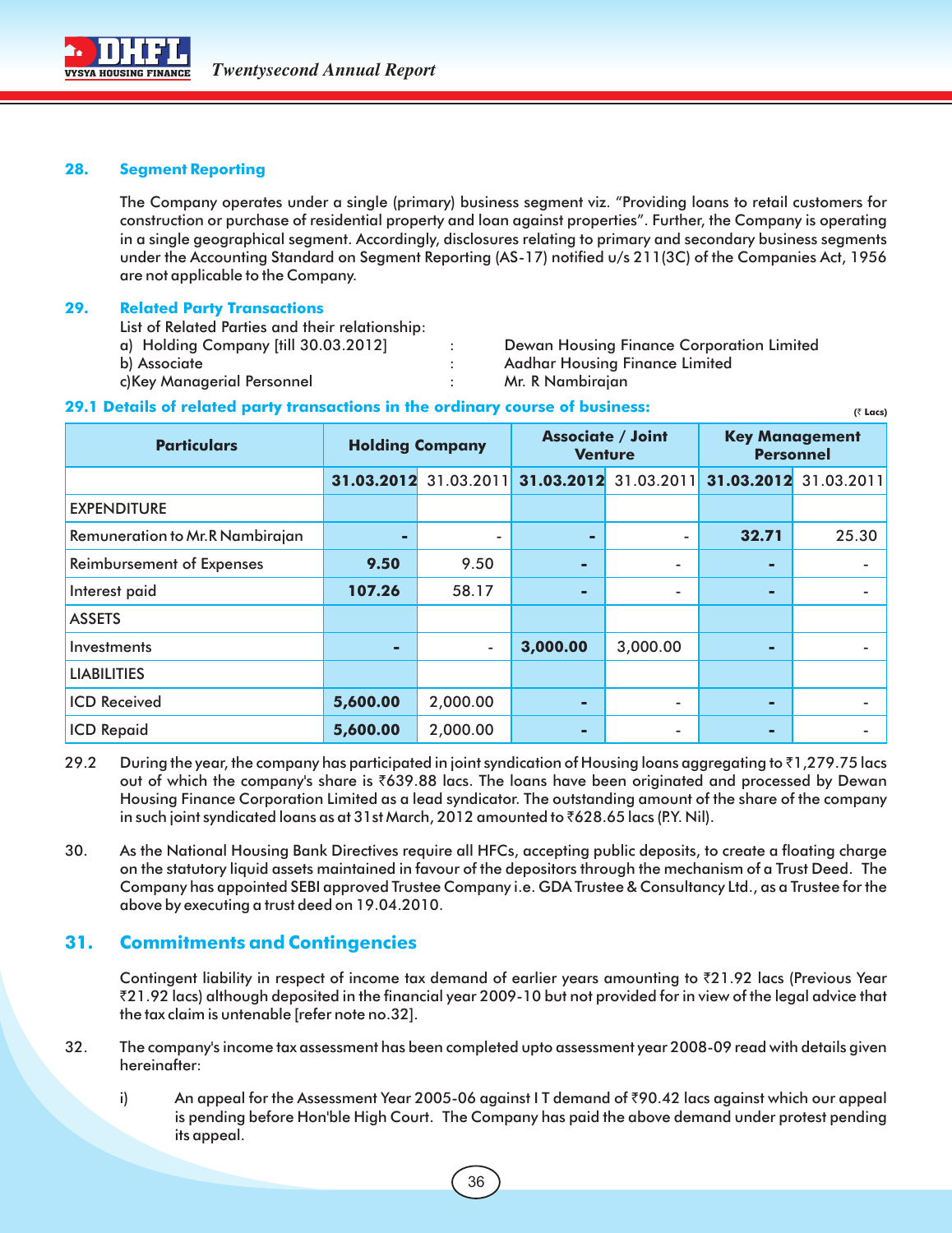## 28. Segment Reporting

The Company operates under a single (primary) business segment viz. "Providing loans to retail customers for construction or purchase of residential property and loan against properties". Further, the Company is operating in a single geographical segment. Accordingly, disclosures relating to primary and secondary business segments under the Accounting Standard on Segment Reporting (AS-17) notified u/s 211(3C) of the Companies Act, 1956 are not applicable to the Company.

## 29. Related Party Transactions

List of Related Parties and their relationship:

a) Holding Company [till 30.03.2012] : Dewan Housing Finance Corporation Limited

b) Associate : Aadhar Housing Finance Limited

c)Key Managerial Personnel : Mr. R Nambirajan

### 29.1 Details of related party transactions in the ordinary course of business:

(₹ Lacs)

| Particulars | Holding Company | | Associate / Joint Venture | | Key Management Personnel | |
|---|---|---|---|---|---|---|
| | **31.03.2012** | 31.03.2011 | **31.03.2012** | 31.03.2011 | **31.03.2012** | 31.03.2011 |
| EXPENDITURE | | | | | | |
| Remuneration to Mr.R Nambirajan | **-** | - | **-** | - | **32.71** | 25.30 |
| Reimbursement of Expenses | **9.50** | 9.50 | **-** | - | **-** | - |
| Interest paid | **107.26** | 58.17 | **-** | - | **-** | - |
| ASSETS | | | | | | |
| Investments | **-** | - | **3,000.00** | 3,000.00 | **-** | - |
| LIABILITIES | | | | | | |
| ICD Received | **5,600.00** | 2,000.00 | **-** | - | **-** | - |
| ICD Repaid | **5,600.00** | 2,000.00 | **-** | - | **-** | - |

29.2 During the year, the company has participated in joint syndication of Housing loans aggregating to ₹1,279.75 lacs out of which the company's share is ₹639.88 lacs. The loans have been originated and processed by Dewan Housing Finance Corporation Limited as a lead syndicator. The outstanding amount of the share of the company in such joint syndicated loans as at 31st March, 2012 amounted to ₹628.65 lacs (P.Y. Nil).

30. As the National Housing Bank Directives require all HFCs, accepting public deposits, to create a floating charge on the statutory liquid assets maintained in favour of the depositors through the mechanism of a Trust Deed. The Company has appointed SEBI approved Trustee Company i.e. GDA Trustee & Consultancy Ltd., as a Trustee for the above by executing a trust deed on 19.04.2010.

## 31. Commitments and Contingencies

Contingent liability in respect of income tax demand of earlier years amounting to ₹21.92 lacs (Previous Year ₹21.92 lacs) although deposited in the financial year 2009-10 but not provided for in view of the legal advice that the tax claim is untenable [refer note no.32].

32. The company's income tax assessment has been completed upto assessment year 2008-09 read with details given hereinafter:

i) An appeal for the Assessment Year 2005-06 against I T demand of ₹90.42 lacs against which our appeal is pending before Hon'ble High Court. The Company has paid the above demand under protest pending its appeal.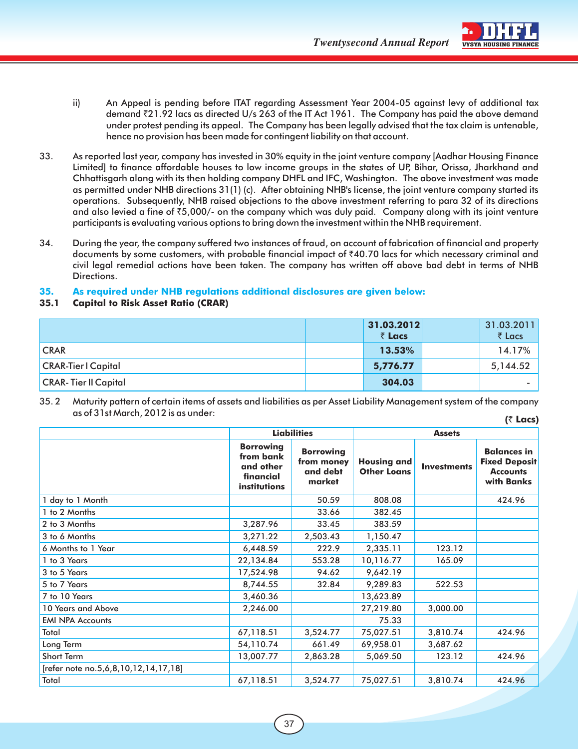ii) An Appeal is pending before ITAT regarding Assessment Year 2004-05 against levy of additional tax demand ₹21.92 lacs as directed U/s 263 of the IT Act 1961. The Company has paid the above demand under protest pending its appeal. The Company has been legally advised that the tax claim is untenable, hence no provision has been made for contingent liability on that account.

33. As reported last year, company has invested in 30% equity in the joint venture company [Aadhar Housing Finance Limited] to finance affordable houses to low income groups in the states of UP, Bihar, Orissa, Jharkhand and Chhattisgarh along with its then holding company DHFL and IFC, Washington. The above investment was made as permitted under NHB directions 31(1) (c). After obtaining NHB's license, the joint venture company started its operations. Subsequently, NHB raised objections to the above investment referring to para 32 of its directions and also levied a fine of ₹5,000/- on the company which was duly paid. Company along with its joint venture participants is evaluating various options to bring down the investment within the NHB requirement.

34. During the year, the company suffered two instances of fraud, on account of fabrication of financial and property documents by some customers, with probable financial impact of ₹40.70 lacs for which necessary criminal and civil legal remedial actions have been taken. The company has written off above bad debt in terms of NHB Directions.

## 35. As required under NHB regulations additional disclosures are given below:

### 35.1 Capital to Risk Asset Ratio (CRAR)

| | | **31.03.2012 ₹ Lacs** | | 31.03.2011 ₹ Lacs |
|---|---|---|---|---|
| CRAR | | **13.53%** | | 14.17% |
| CRAR-Tier I Capital | | **5,776.77** | | 5,144.52 |
| CRAR- Tier II Capital | | **304.03** | | - |

35.2 Maturity pattern of certain items of assets and liabilities as per Asset Liability Management system of the company as of 31st March, 2012 is as under:

**(₹ Lacs)**

| | **Liabilities** | | **Assets** | | |
|---|---|---|---|---|---|
| | **Borrowing from bank and other financial institutions** | **Borrowing from money and debt market** | **Housing and Other Loans** | **Investments** | **Balances in Fixed Deposit Accounts with Banks** |
| 1 day to 1 Month | | 50.59 | 808.08 | | 424.96 |
| 1 to 2 Months | | 33.66 | 382.45 | | |
| 2 to 3 Months | 3,287.96 | 33.45 | 383.59 | | |
| 3 to 6 Months | 3,271.22 | 2,503.43 | 1,150.47 | | |
| 6 Months to 1 Year | 6,448.59 | 222.9 | 2,335.11 | 123.12 | |
| 1 to 3 Years | 22,134.84 | 553.28 | 10,116.77 | 165.09 | |
| 3 to 5 Years | 17,524.98 | 94.62 | 9,642.19 | | |
| 5 to 7 Years | 8,744.55 | 32.84 | 9,289.83 | 522.53 | |
| 7 to 10 Years | 3,460.36 | | 13,623.89 | | |
| 10 Years and Above | 2,246.00 | | 27,219.80 | 3,000.00 | |
| EMI NPA Accounts | | | 75.33 | | |
| Total | 67,118.51 | 3,524.77 | 75,027.51 | 3,810.74 | 424.96 |
| Long Term | 54,110.74 | 661.49 | 69,958.01 | 3,687.62 | |
| Short Term | 13,007.77 | 2,863.28 | 5,069.50 | 123.12 | 424.96 |
| [refer note no.5,6,8,10,12,14,17,18] | | | | | |
| Total | 67,118.51 | 3,524.77 | 75,027.51 | 3,810.74 | 424.96 |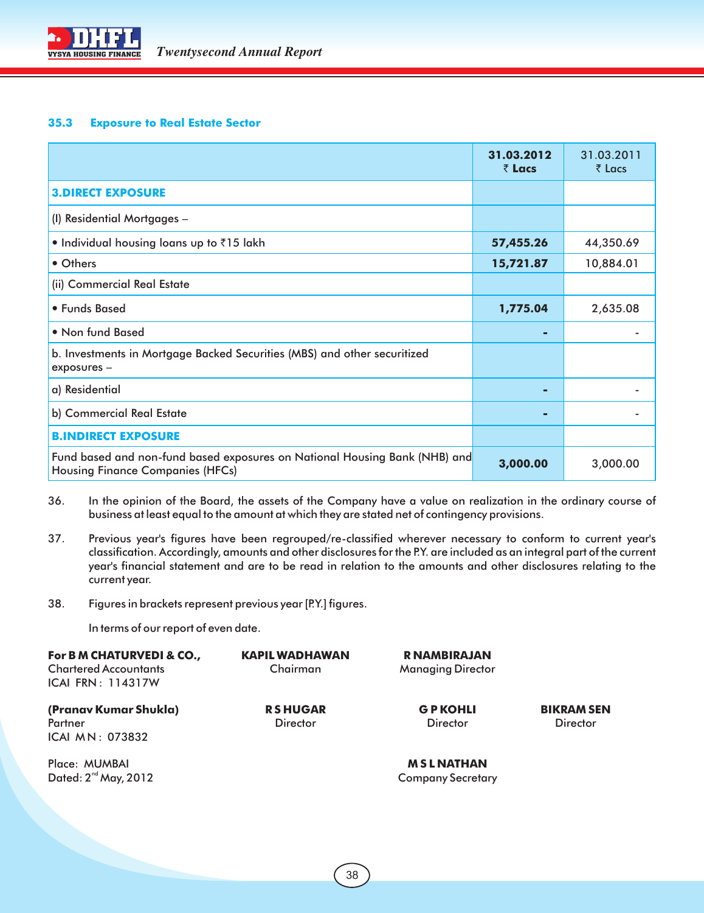### 35.3 Exposure to Real Estate Sector

| | **31.03.2012 ₹ Lacs** | 31.03.2011 ₹ Lacs |
|---|---|---|
| **3.DIRECT EXPOSURE** | | |
| (I) Residential Mortgages – | | |
| • Individual housing loans up to ₹15 lakh | **57,455.26** | 44,350.69 |
| • Others | **15,721.87** | 10,884.01 |
| (ii) Commercial Real Estate | | |
| • Funds Based | **1,775.04** | 2,635.08 |
| • Non fund Based | **-** | - |
| b. Investments in Mortgage Backed Securities (MBS) and other securitized exposures – | | |
| a) Residential | **-** | - |
| b) Commercial Real Estate | **-** | - |
| **B.INDIRECT EXPOSURE** | | |
| Fund based and non-fund based exposures on National Housing Bank (NHB) and Housing Finance Companies (HFCs) | **3,000.00** | 3,000.00 |

36. In the opinion of the Board, the assets of the Company have a value on realization in the ordinary course of business at least equal to the amount at which they are stated net of contingency provisions.

37. Previous year's figures have been regrouped/re-classified wherever necessary to conform to current year's classification. Accordingly, amounts and other disclosures for the P.Y. are included as an integral part of the current year's financial statement and are to be read in relation to the amounts and other disclosures relating to the current year.

38. Figures in brackets represent previous year [P.Y.] figures.

In terms of our report of even date.

**For B M CHATURVEDI & CO.,**
Chartered Accountants
ICAI FRN : 114317W

**KAPIL WADHAWAN**
Chairman

**R NAMBIRAJAN**
Managing Director

**(Pranav Kumar Shukla)**
Partner
ICAI M N : 073832

**R S HUGAR**
Director

**G P KOHLI**
Director

**BIKRAM SEN**
Director

Place: MUMBAI
Dated: 2nd May, 2012

**M S L NATHAN**
Company Secretary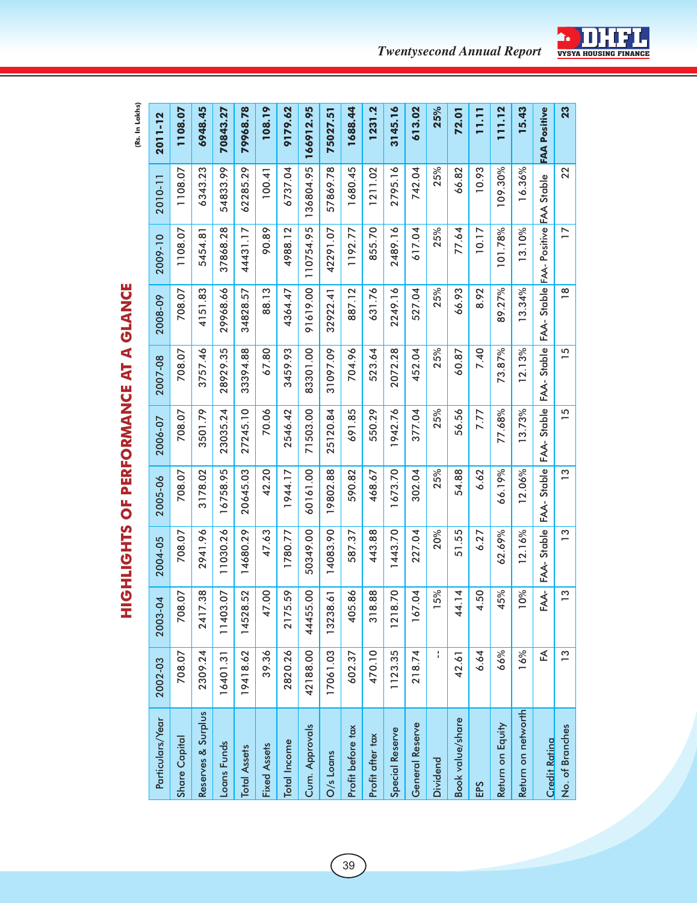# HIGHLIGHTS OF PERFORMANCE AT A GLANCE

(Rs. In Lakhs)

| Particulars/Year | 2002-03 | 2003-04 | 2004-05 | 2005-06 | 2006-07 | 2007-08 | 2008-09 | 2009-10 | 2010-11 | 2011-12 |
|---|---|---|---|---|---|---|---|---|---|---|
| Share Capital | 708.07 | 708.07 | 708.07 | 708.07 | 708.07 | 708.07 | 708.07 | 1108.07 | 1108.07 | **1108.07** |
| Reserves & Surplus | 2309.24 | 2417.38 | 2941.96 | 3178.02 | 3501.79 | 3757.46 | 4151.83 | 5454.81 | 6343.23 | **6948.45** |
| Loans Funds | 16401.31 | 11403.07 | 11030.26 | 16758.95 | 23035.24 | 28929.35 | 29968.66 | 37868.28 | 54833.99 | **70843.27** |
| Total Assets | 19418.62 | 14528.52 | 14680.29 | 20645.03 | 27245.10 | 33394.88 | 34828.57 | 44431.17 | 62285.29 | **79968.78** |
| Fixed Assets | 39.36 | 47.00 | 47.63 | 42.20 | 70.06 | 67.80 | 88.13 | 90.89 | 100.41 | **108.19** |
| Total Income | 2820.26 | 2175.59 | 1780.77 | 1944.17 | 2546.42 | 3459.93 | 4364.47 | 4988.12 | 6737.04 | **9179.62** |
| Cum. Approvals | 42188.00 | 44455.00 | 50349.00 | 60161.00 | 71503.00 | 83301.00 | 91619.00 | 110754.95 | 136804.95 | **166912.95** |
| O/s Loans | 17061.03 | 13238.61 | 14083.90 | 19802.88 | 25120.84 | 31097.09 | 32922.41 | 42291.07 | 57869.78 | **75027.51** |
| Profit before tax | 602.37 | 405.86 | 587.37 | 590.82 | 691.85 | 704.96 | 887.12 | 1192.77 | 1680.45 | **1688.44** |
| Profit after tax | 470.10 | 318.88 | 443.88 | 468.67 | 550.29 | 523.64 | 631.76 | 855.70 | 1211.02 | **1231.2** |
| Special Reserve | 1123.35 | 1218.70 | 1443.70 | 1673.70 | 1942.76 | 2072.28 | 2249.16 | 2489.16 | 2795.16 | **3145.16** |
| General Reserve | 218.74 | 167.04 | 227.04 | 302.04 | 377.04 | 452.04 | 527.04 | 617.04 | 742.04 | **613.02** |
| Dividend | -- | 15% | 20% | 25% | 25% | 25% | 25% | 25% | 25% | **25%** |
| Book value/share | 42.61 | 44.14 | 51.55 | 54.88 | 56.56 | 60.87 | 66.93 | 77.64 | 66.82 | **72.01** |
| EPS | 6.64 | 4.50 | 6.27 | 6.62 | 7.77 | 7.40 | 8.92 | 10.17 | 10.93 | **11.11** |
| Return on Equity | 66% | 45% | 62.69% | 66.19% | 77.68% | 73.87% | 89.27% | 101.78% | 109.30% | **111.12** |
| Return on networth | 16% | 10% | 12.16% | 12.06% | 13.73% | 12.13% | 13.34% | 13.10% | 16.36% | **15.43** |
| Credit Rating | FA | FAA- | FAA- Stable | FAA- Stable | FAA- Stable | FAA- Stable | FAA- Stable | FAA- Positive | FAA Stable | **FAA Positive** |
| No. of Branches | 13 | 13 | 13 | 13 | 15 | 15 | 18 | 17 | 22 | **23** |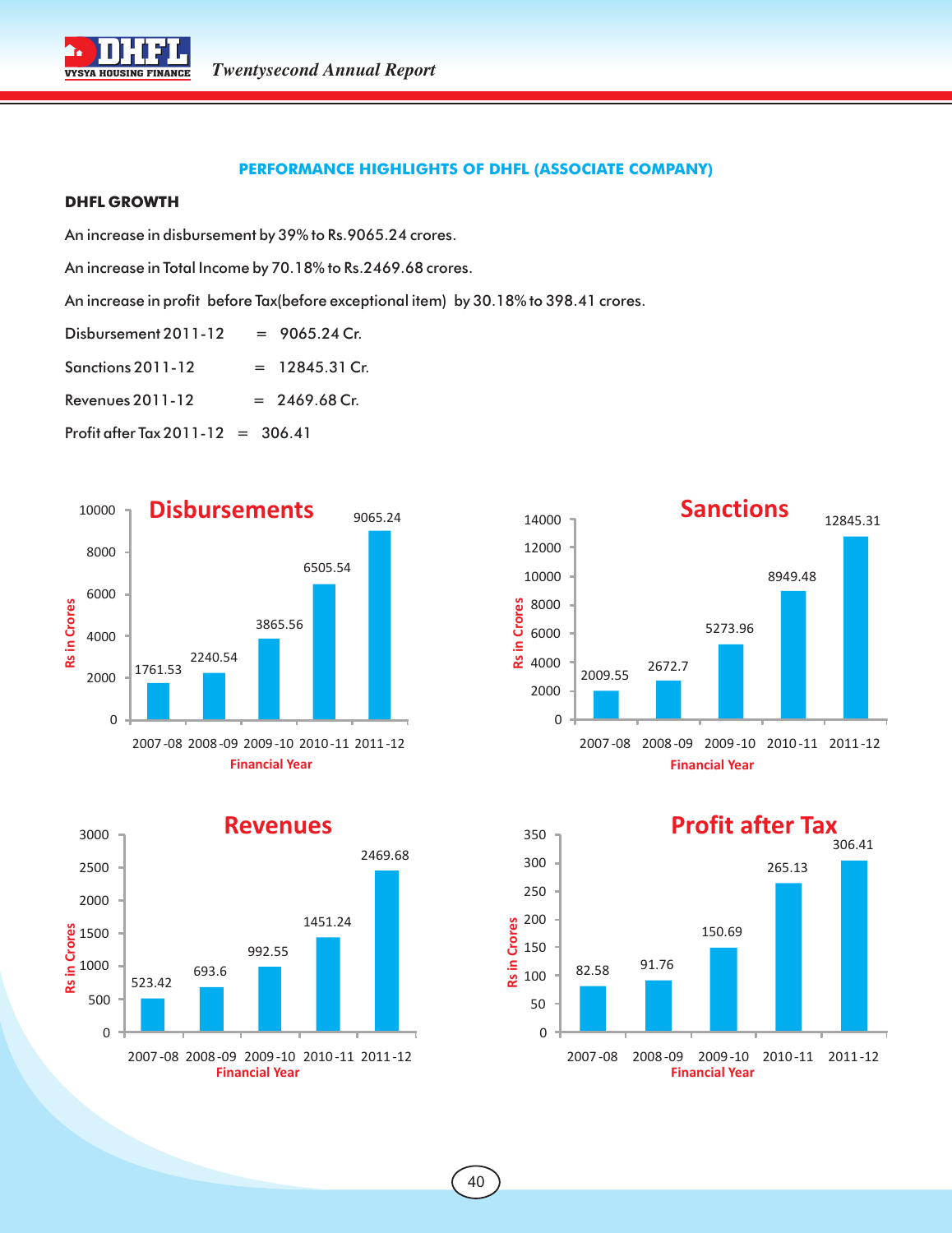## PERFORMANCE HIGHLIGHTS OF DHFL (ASSOCIATE COMPANY)

### DHFL GROWTH

An increase in disbursement by 39% to Rs.9065.24 crores.

An increase in Total Income by 70.18% to Rs.2469.68 crores.

An increase in profit before Tax(before exceptional item) by 30.18% to 398.41 crores.

Disbursement 2011-12 = 9065.24 Cr.

Sanctions 2011-12 = 12845.31 Cr.

Revenues 2011-12 = 2469.68 Cr.

Profit after Tax 2011-12 = 306.41

**Disbursements** (Rs in Crores)

| Financial Year | 2007-08 | 2008-09 | 2009-10 | 2010-11 | 2011-12 |
|---|---|---|---|---|---|
| Disbursements | 1761.53 | 2240.54 | 3865.56 | 6505.54 | 9065.24 |

**Sanctions** (Rs in Crores)

| Financial Year | 2007-08 | 2008-09 | 2009-10 | 2010-11 | 2011-12 |
|---|---|---|---|---|---|
| Sanctions | 2009.55 | 2672.7 | 5273.96 | 8949.48 | 12845.31 |

**Revenues** (Rs in Crores)

| Financial Year | 2007-08 | 2008-09 | 2009-10 | 2010-11 | 2011-12 |
|---|---|---|---|---|---|
| Revenues | 523.42 | 693.6 | 992.55 | 1451.24 | 2469.68 |

**Profit after Tax** (Rs in Crores)

| Financial Year | 2007-08 | 2008-09 | 2009-10 | 2010-11 | 2011-12 |
|---|---|---|---|---|---|
| Profit after Tax | 82.58 | 91.76 | 150.69 | 265.13 | 306.41 |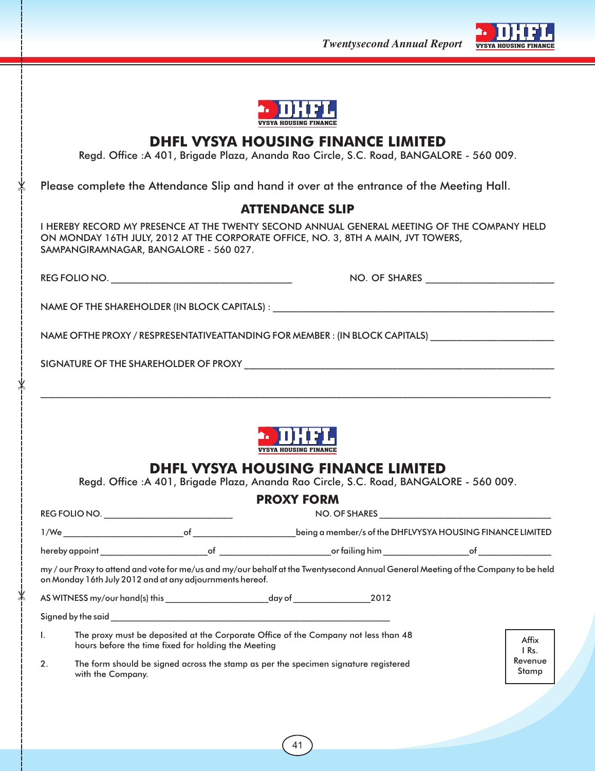# DHFL VYSYA HOUSING FINANCE LIMITED

Regd. Office :A 401, Brigade Plaza, Ananda Rao Circle, S.C. Road, BANGALORE - 560 009.

Please complete the Attendance Slip and hand it over at the entrance of the Meeting Hall.

## ATTENDANCE SLIP

I HEREBY RECORD MY PRESENCE AT THE TWENTY SECOND ANNUAL GENERAL MEETING OF THE COMPANY HELD ON MONDAY 16TH JULY, 2012 AT THE CORPORATE OFFICE, NO. 3, 8TH A MAIN, JVT TOWERS, SAMPANGIRAMNAGAR, BANGALORE - 560 027.

REG FOLIO NO. ___________________________ NO. OF SHARES ___________________

NAME OF THE SHAREHOLDER (IN BLOCK CAPITALS) : ___________________________________________

NAME OFTHE PROXY / RESPRESENTATIVEATTANDING FOR MEMBER : (IN BLOCK CAPITALS) __________________

SIGNATURE OF THE SHAREHOLDER OF PROXY ______________________________________________

---

# DHFL VYSYA HOUSING FINANCE LIMITED

Regd. Office :A 401, Brigade Plaza, Ananda Rao Circle, S.C. Road, BANGALORE - 560 009.

## PROXY FORM

REG FOLIO NO. ____________________ NO. OF SHARES ___________________________

1/We ___________________ of ________________ being a member/s of the DHFLVYSYA HOUSING FINANCE LIMITED

hereby appoint _________________ of __________________ or failing him ______________ of ____________

my / our Proxy to attend and vote for me/us and my/our behalf at the Twentysecond Annual General Meeting of the Company to be held on Monday 16th July 2012 and at any adjournments hereof.

AS WITNESS my/our hand(s) this _________________ day of _____________ 2012

Signed by the said ___________________________________________________

I. The proxy must be deposited at the Corporate Office of the Company not less than 48 hours before the time fixed for holding the Meeting

2. The form should be signed across the stamp as per the specimen signature registered with the Company.

Affix I Rs. Revenue Stamp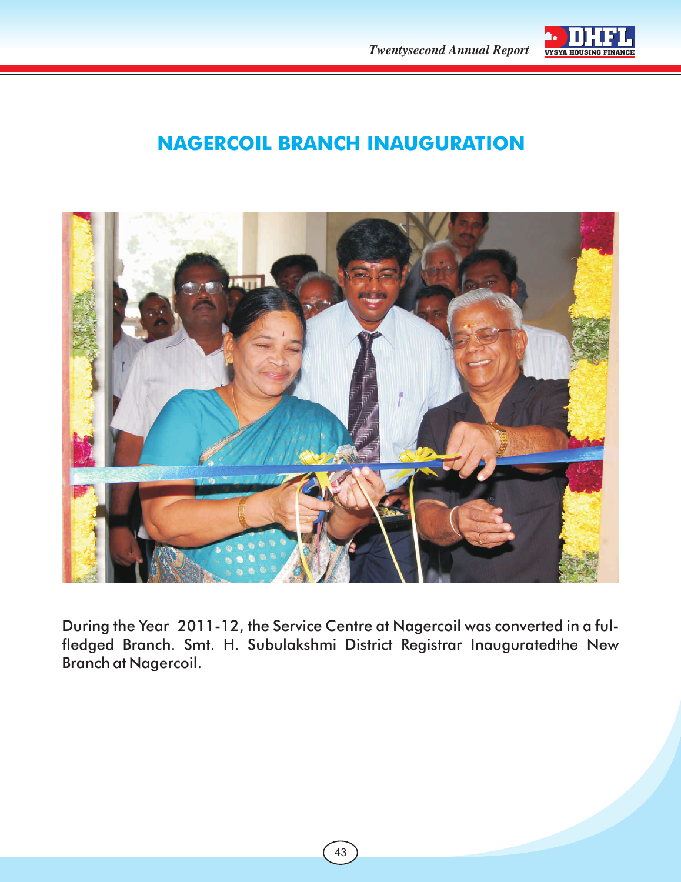# NAGERCOIL BRANCH INAUGURATION

During the Year 2011-12, the Service Centre at Nagercoil was converted in a ful-fledged Branch. Smt. H. Subulakshmi District Registrar Inauguratedthe New Branch at Nagercoil.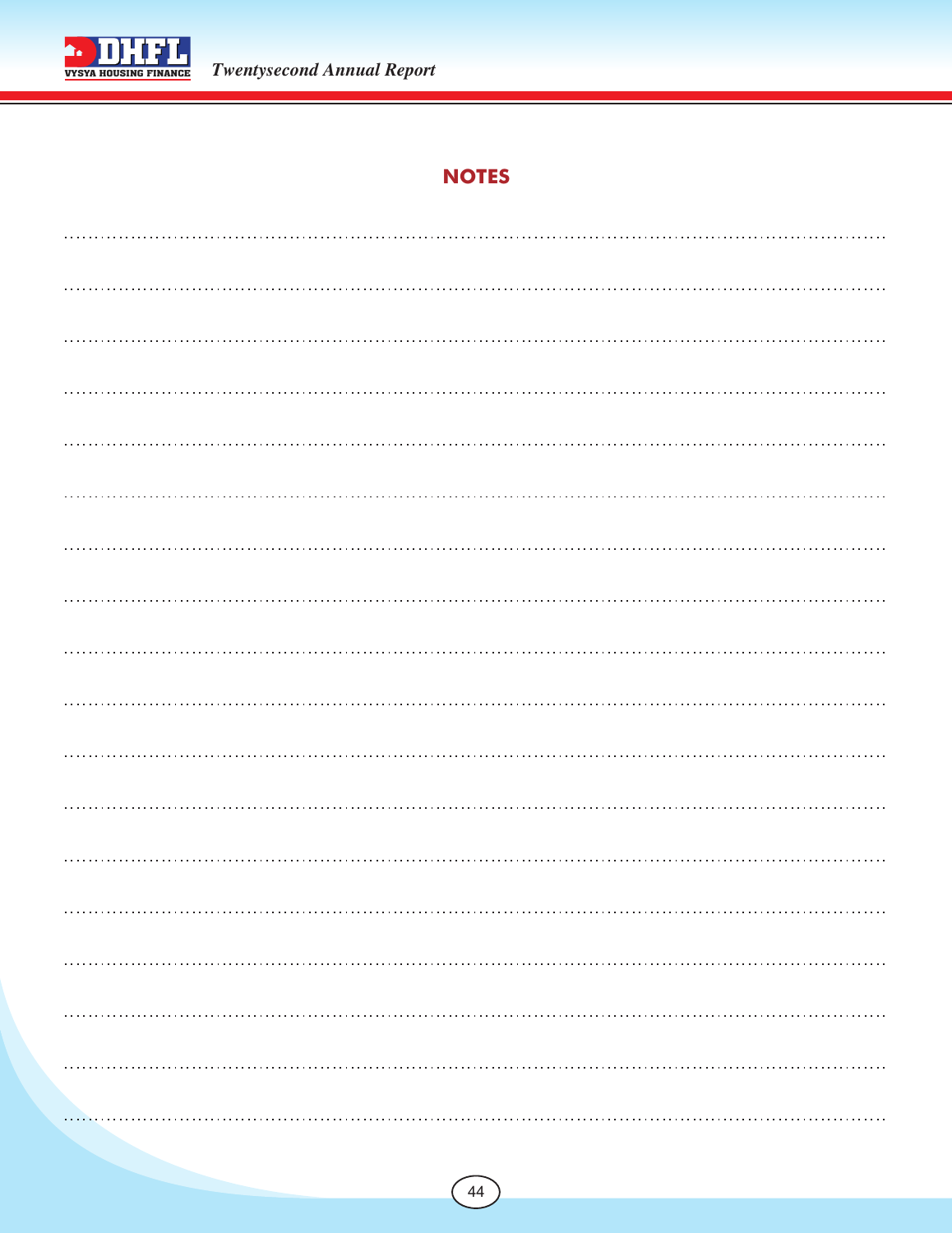## NOTES